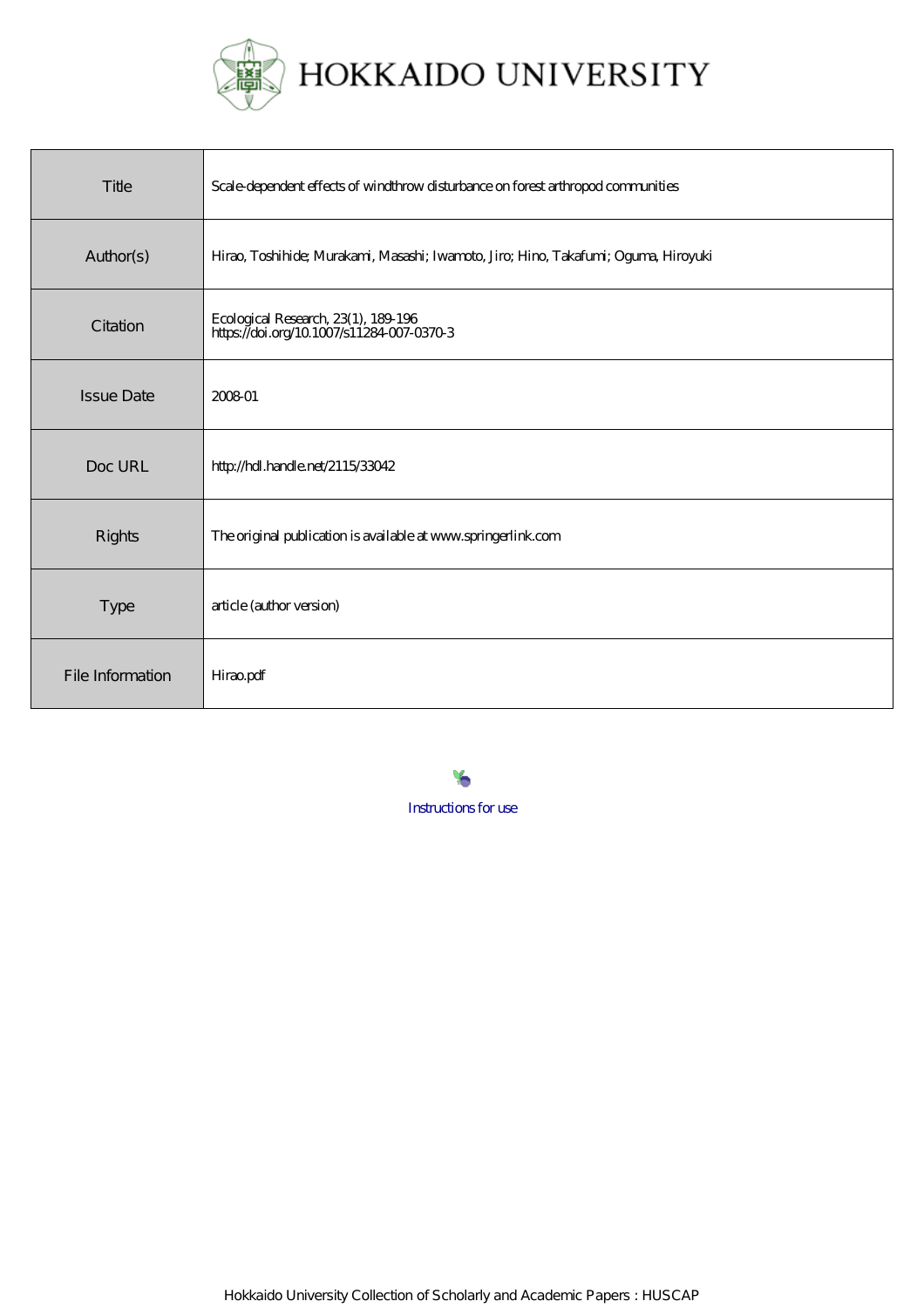# HOKKAIDO UNIVERSITY

| Title | Scale-dependent effects of windthrow disturbance on forest arthropod communities |
|---|---|
| Author(s) | Hirao, Toshihide; Murakami, Masashi; Iwamoto, Jiro; Hino, Takafumi; Oguma, Hiroyuki |
| Citation | Ecological Research, 23(1), 189-196<br>https://doi.org/10.1007/s11284-007-0370-3 |
| Issue Date | 2008-01 |
| Doc URL | http://hdl.handle.net/2115/33042 |
| Rights | The original publication is available at www.springerlink.com |
| Type | article (author version) |
| File Information | Hirao.pdf |

Instructions for use

Hokkaido University Collection of Scholarly and Academic Papers : HUSCAP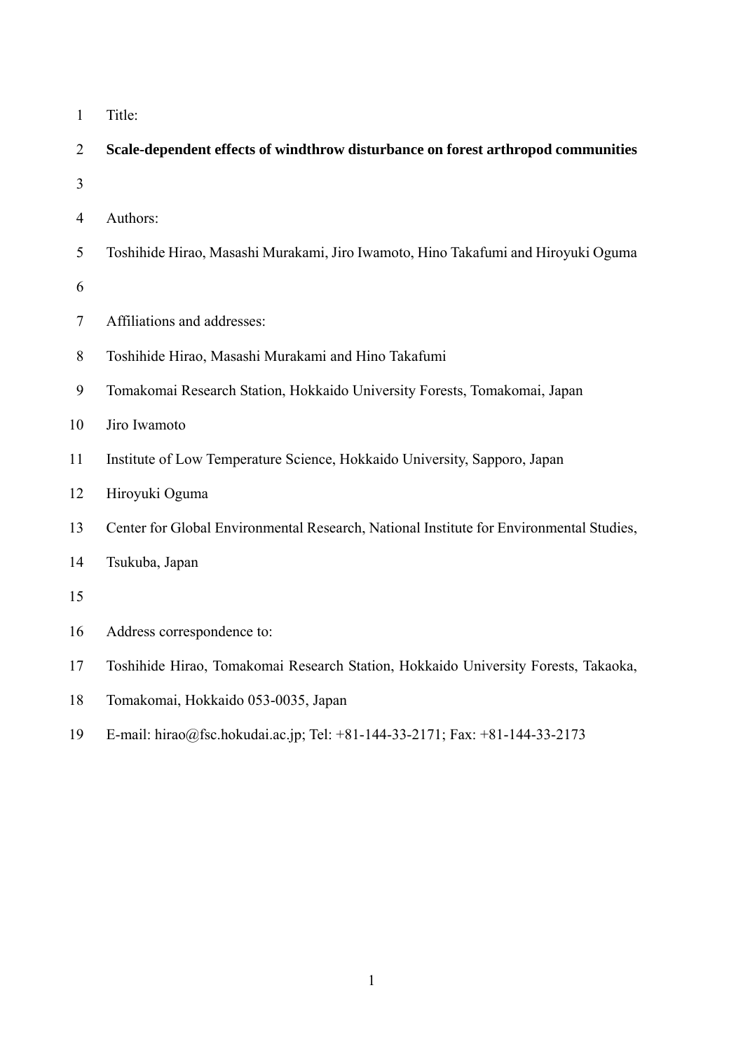Title:

**Scale-dependent effects of windthrow disturbance on forest arthropod communities**

Authors:

Toshihide Hirao, Masashi Murakami, Jiro Iwamoto, Hino Takafumi and Hiroyuki Oguma

Affiliations and addresses:

Toshihide Hirao, Masashi Murakami and Hino Takafumi

Tomakomai Research Station, Hokkaido University Forests, Tomakomai, Japan

Jiro Iwamoto

Institute of Low Temperature Science, Hokkaido University, Sapporo, Japan

Hiroyuki Oguma

Center for Global Environmental Research, National Institute for Environmental Studies, Tsukuba, Japan

Address correspondence to:

Toshihide Hirao, Tomakomai Research Station, Hokkaido University Forests, Takaoka, Tomakomai, Hokkaido 053-0035, Japan

E-mail: hirao@fsc.hokudai.ac.jp; Tel: +81-144-33-2171; Fax: +81-144-33-2173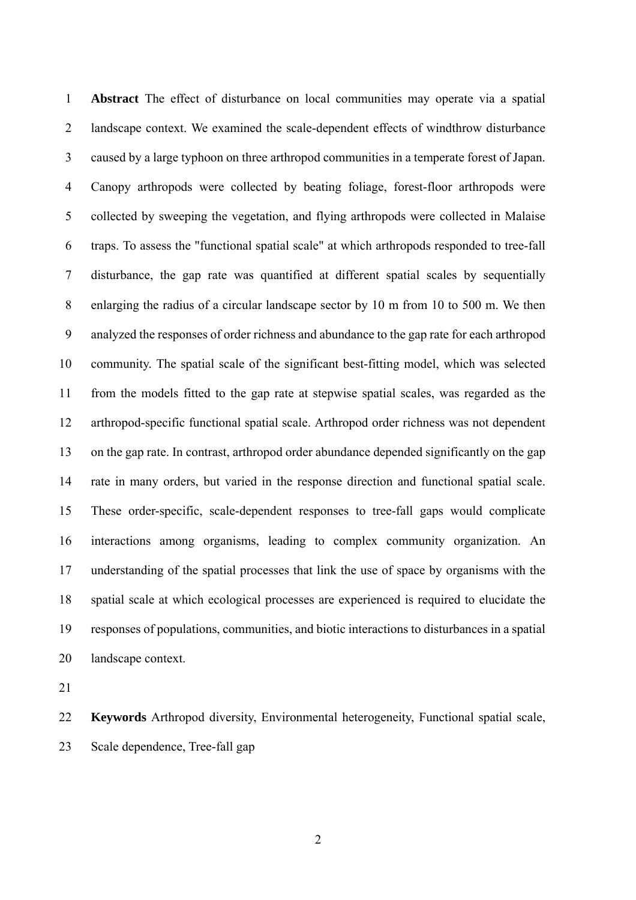**Abstract** The effect of disturbance on local communities may operate via a spatial landscape context. We examined the scale-dependent effects of windthrow disturbance caused by a large typhoon on three arthropod communities in a temperate forest of Japan. Canopy arthropods were collected by beating foliage, forest-floor arthropods were collected by sweeping the vegetation, and flying arthropods were collected in Malaise traps. To assess the "functional spatial scale" at which arthropods responded to tree-fall disturbance, the gap rate was quantified at different spatial scales by sequentially enlarging the radius of a circular landscape sector by 10 m from 10 to 500 m. We then analyzed the responses of order richness and abundance to the gap rate for each arthropod community. The spatial scale of the significant best-fitting model, which was selected from the models fitted to the gap rate at stepwise spatial scales, was regarded as the arthropod-specific functional spatial scale. Arthropod order richness was not dependent on the gap rate. In contrast, arthropod order abundance depended significantly on the gap rate in many orders, but varied in the response direction and functional spatial scale. These order-specific, scale-dependent responses to tree-fall gaps would complicate interactions among organisms, leading to complex community organization. An understanding of the spatial processes that link the use of space by organisms with the spatial scale at which ecological processes are experienced is required to elucidate the responses of populations, communities, and biotic interactions to disturbances in a spatial landscape context.

**Keywords** Arthropod diversity, Environmental heterogeneity, Functional spatial scale, Scale dependence, Tree-fall gap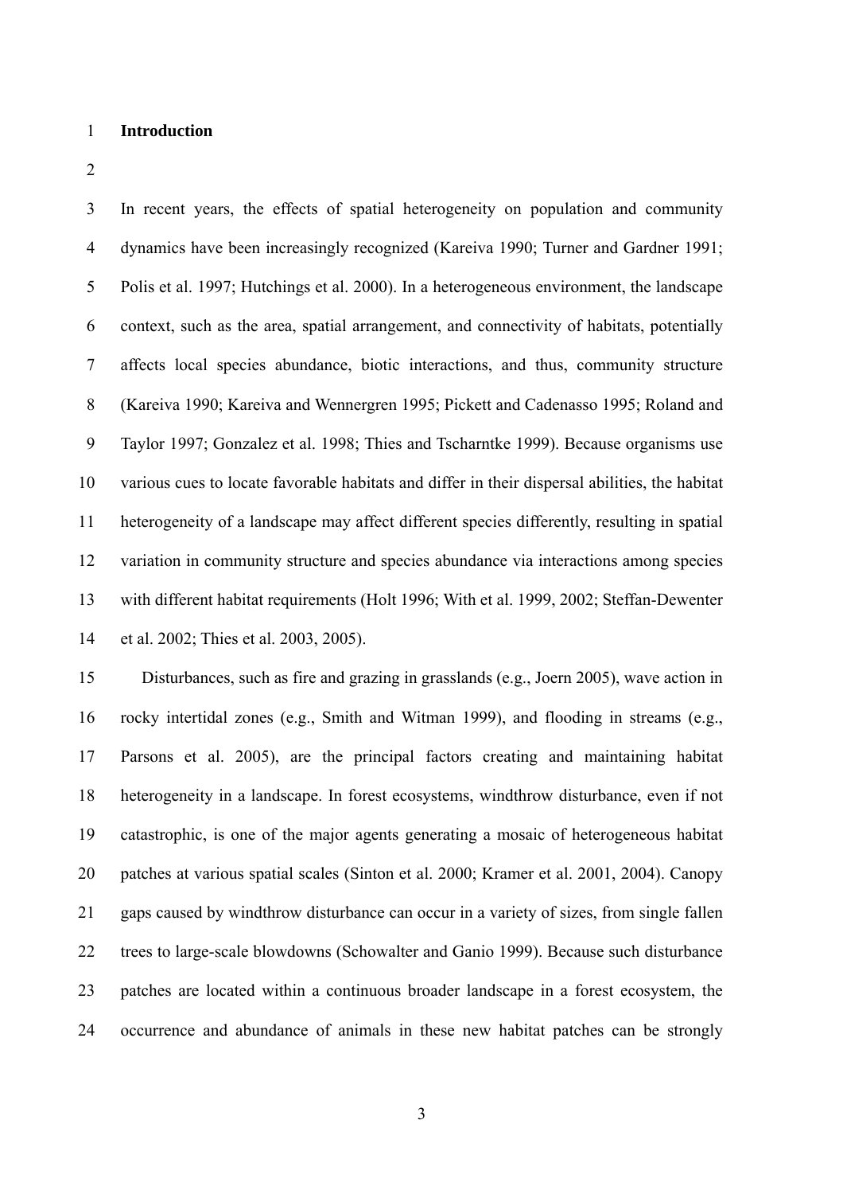## Introduction

In recent years, the effects of spatial heterogeneity on population and community dynamics have been increasingly recognized (Kareiva 1990; Turner and Gardner 1991; Polis et al. 1997; Hutchings et al. 2000). In a heterogeneous environment, the landscape context, such as the area, spatial arrangement, and connectivity of habitats, potentially affects local species abundance, biotic interactions, and thus, community structure (Kareiva 1990; Kareiva and Wennergren 1995; Pickett and Cadenasso 1995; Roland and Taylor 1997; Gonzalez et al. 1998; Thies and Tscharntke 1999). Because organisms use various cues to locate favorable habitats and differ in their dispersal abilities, the habitat heterogeneity of a landscape may affect different species differently, resulting in spatial variation in community structure and species abundance via interactions among species with different habitat requirements (Holt 1996; With et al. 1999, 2002; Steffan-Dewenter et al. 2002; Thies et al. 2003, 2005).

Disturbances, such as fire and grazing in grasslands (e.g., Joern 2005), wave action in rocky intertidal zones (e.g., Smith and Witman 1999), and flooding in streams (e.g., Parsons et al. 2005), are the principal factors creating and maintaining habitat heterogeneity in a landscape. In forest ecosystems, windthrow disturbance, even if not catastrophic, is one of the major agents generating a mosaic of heterogeneous habitat patches at various spatial scales (Sinton et al. 2000; Kramer et al. 2001, 2004). Canopy gaps caused by windthrow disturbance can occur in a variety of sizes, from single fallen trees to large-scale blowdowns (Schowalter and Ganio 1999). Because such disturbance patches are located within a continuous broader landscape in a forest ecosystem, the occurrence and abundance of animals in these new habitat patches can be strongly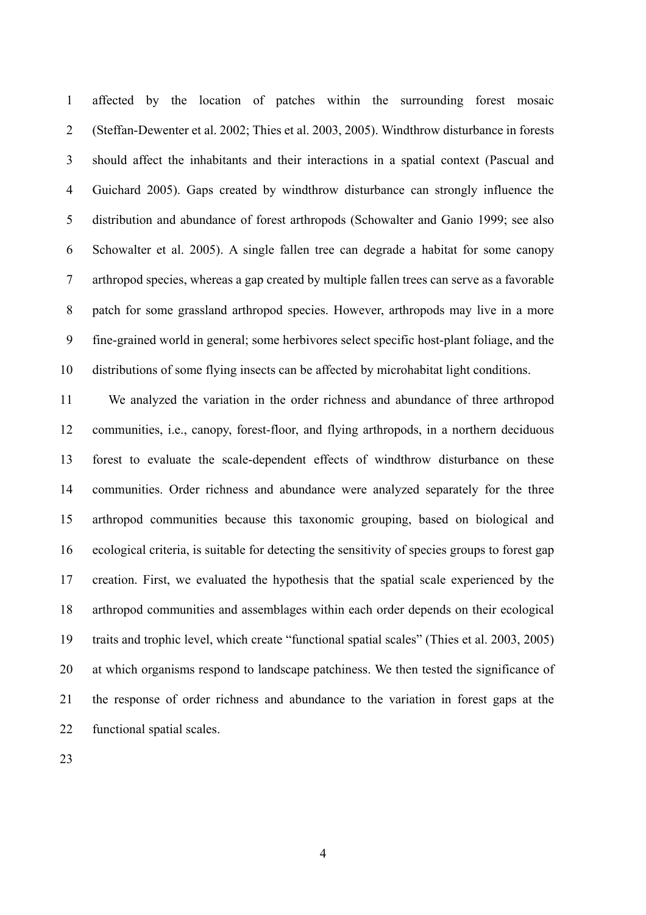affected by the location of patches within the surrounding forest mosaic (Steffan-Dewenter et al. 2002; Thies et al. 2003, 2005). Windthrow disturbance in forests should affect the inhabitants and their interactions in a spatial context (Pascual and Guichard 2005). Gaps created by windthrow disturbance can strongly influence the distribution and abundance of forest arthropods (Schowalter and Ganio 1999; see also Schowalter et al. 2005). A single fallen tree can degrade a habitat for some canopy arthropod species, whereas a gap created by multiple fallen trees can serve as a favorable patch for some grassland arthropod species. However, arthropods may live in a more fine-grained world in general; some herbivores select specific host-plant foliage, and the distributions of some flying insects can be affected by microhabitat light conditions.

We analyzed the variation in the order richness and abundance of three arthropod communities, i.e., canopy, forest-floor, and flying arthropods, in a northern deciduous forest to evaluate the scale-dependent effects of windthrow disturbance on these communities. Order richness and abundance were analyzed separately for the three arthropod communities because this taxonomic grouping, based on biological and ecological criteria, is suitable for detecting the sensitivity of species groups to forest gap creation. First, we evaluated the hypothesis that the spatial scale experienced by the arthropod communities and assemblages within each order depends on their ecological traits and trophic level, which create "functional spatial scales" (Thies et al. 2003, 2005) at which organisms respond to landscape patchiness. We then tested the significance of the response of order richness and abundance to the variation in forest gaps at the functional spatial scales.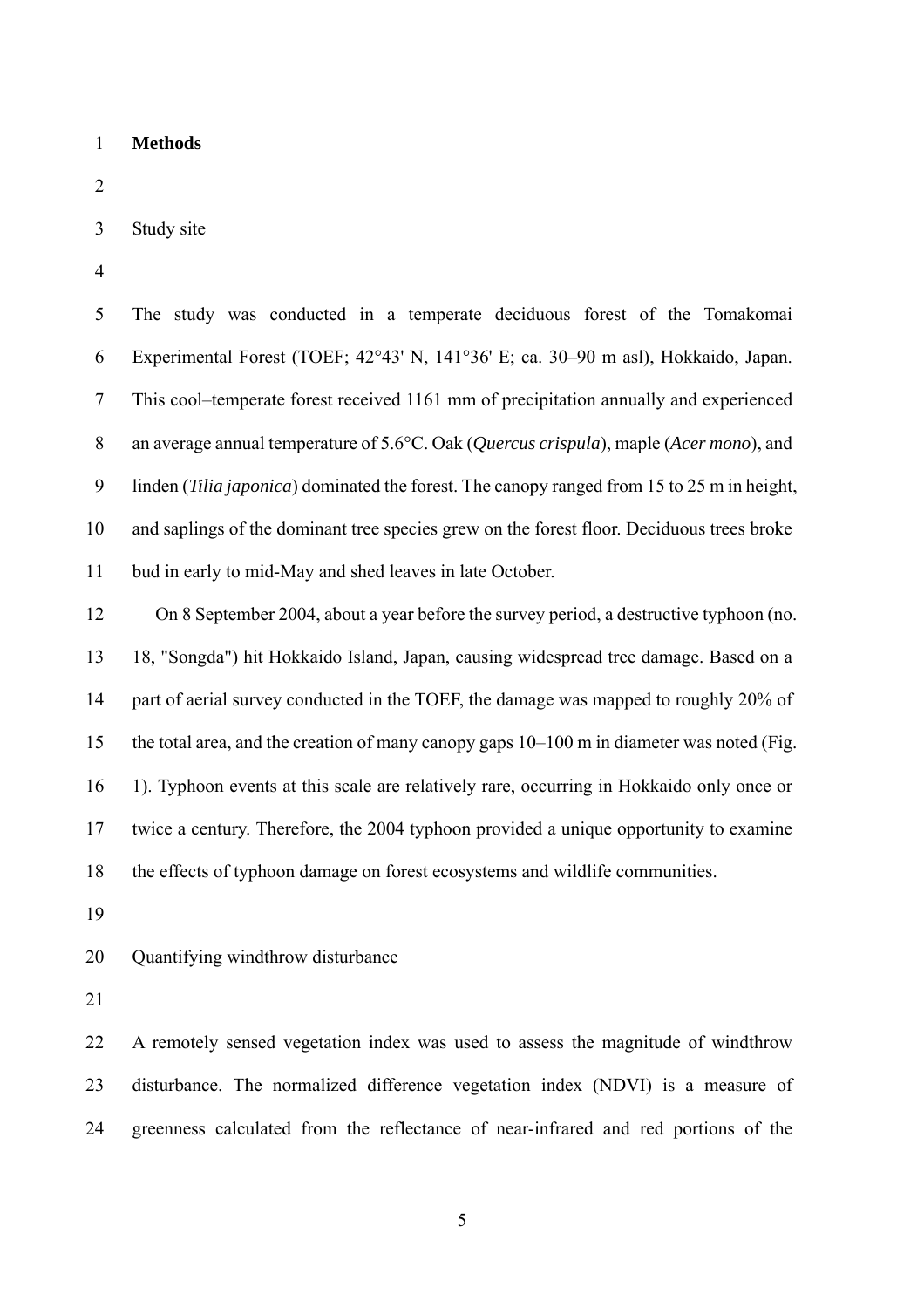# Methods

## Study site

The study was conducted in a temperate deciduous forest of the Tomakomai Experimental Forest (TOEF; 42°43' N, 141°36' E; ca. 30–90 m asl), Hokkaido, Japan. This cool–temperate forest received 1161 mm of precipitation annually and experienced an average annual temperature of 5.6°C. Oak (*Quercus crispula*), maple (*Acer mono*), and linden (*Tilia japonica*) dominated the forest. The canopy ranged from 15 to 25 m in height, and saplings of the dominant tree species grew on the forest floor. Deciduous trees broke bud in early to mid-May and shed leaves in late October.

On 8 September 2004, about a year before the survey period, a destructive typhoon (no. 18, "Songda") hit Hokkaido Island, Japan, causing widespread tree damage. Based on a part of aerial survey conducted in the TOEF, the damage was mapped to roughly 20% of the total area, and the creation of many canopy gaps 10–100 m in diameter was noted (Fig. 1). Typhoon events at this scale are relatively rare, occurring in Hokkaido only once or twice a century. Therefore, the 2004 typhoon provided a unique opportunity to examine the effects of typhoon damage on forest ecosystems and wildlife communities.

## Quantifying windthrow disturbance

A remotely sensed vegetation index was used to assess the magnitude of windthrow disturbance. The normalized difference vegetation index (NDVI) is a measure of greenness calculated from the reflectance of near-infrared and red portions of the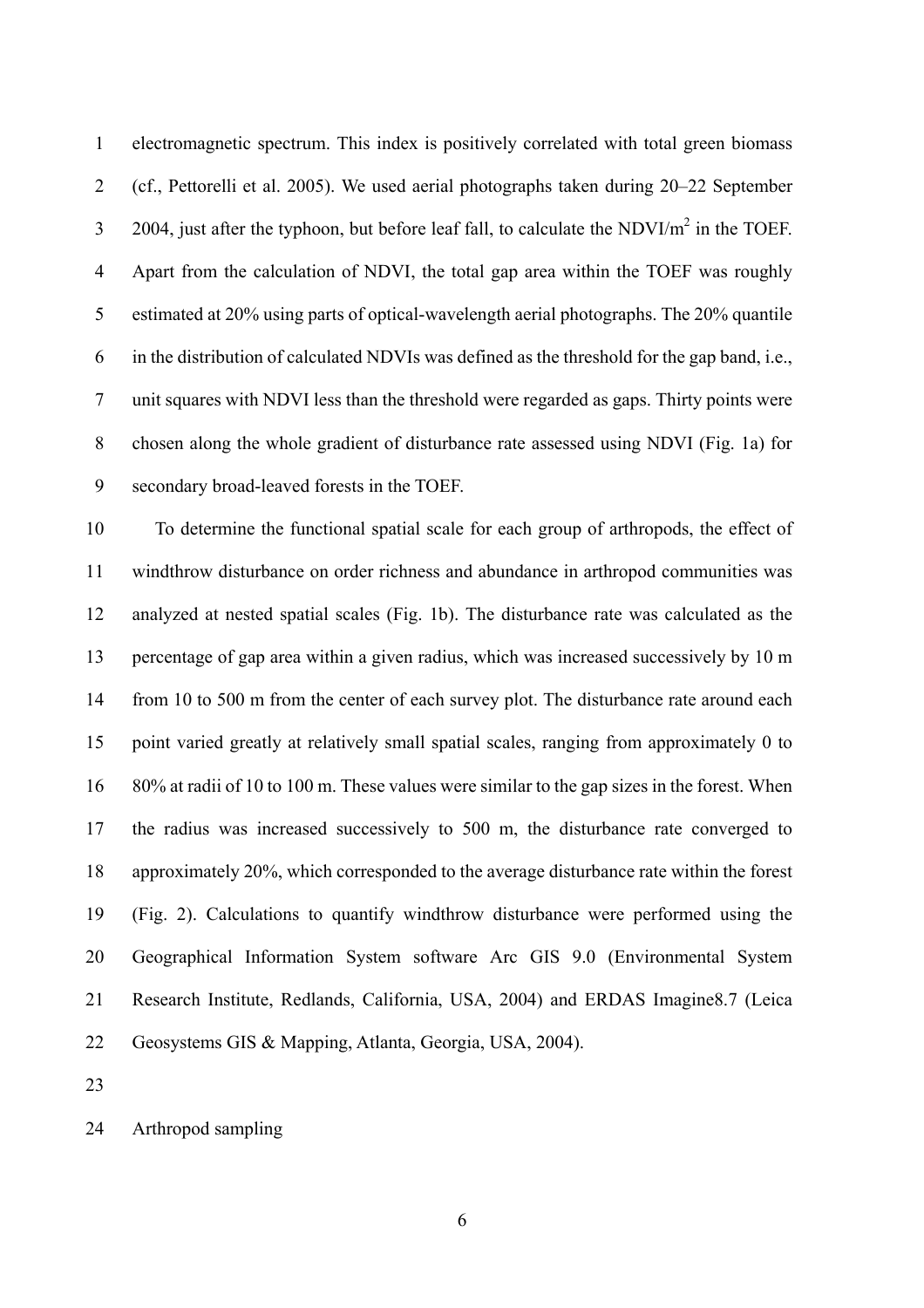electromagnetic spectrum. This index is positively correlated with total green biomass (cf., Pettorelli et al. 2005). We used aerial photographs taken during 20–22 September 2004, just after the typhoon, but before leaf fall, to calculate the NDVI/$m^2$ in the TOEF. Apart from the calculation of NDVI, the total gap area within the TOEF was roughly estimated at 20% using parts of optical-wavelength aerial photographs. The 20% quantile in the distribution of calculated NDVIs was defined as the threshold for the gap band, i.e., unit squares with NDVI less than the threshold were regarded as gaps. Thirty points were chosen along the whole gradient of disturbance rate assessed using NDVI (Fig. 1a) for secondary broad-leaved forests in the TOEF.

To determine the functional spatial scale for each group of arthropods, the effect of windthrow disturbance on order richness and abundance in arthropod communities was analyzed at nested spatial scales (Fig. 1b). The disturbance rate was calculated as the percentage of gap area within a given radius, which was increased successively by 10 m from 10 to 500 m from the center of each survey plot. The disturbance rate around each point varied greatly at relatively small spatial scales, ranging from approximately 0 to 80% at radii of 10 to 100 m. These values were similar to the gap sizes in the forest. When the radius was increased successively to 500 m, the disturbance rate converged to approximately 20%, which corresponded to the average disturbance rate within the forest (Fig. 2). Calculations to quantify windthrow disturbance were performed using the Geographical Information System software Arc GIS 9.0 (Environmental System Research Institute, Redlands, California, USA, 2004) and ERDAS Imagine8.7 (Leica Geosystems GIS & Mapping, Atlanta, Georgia, USA, 2004).

## Arthropod sampling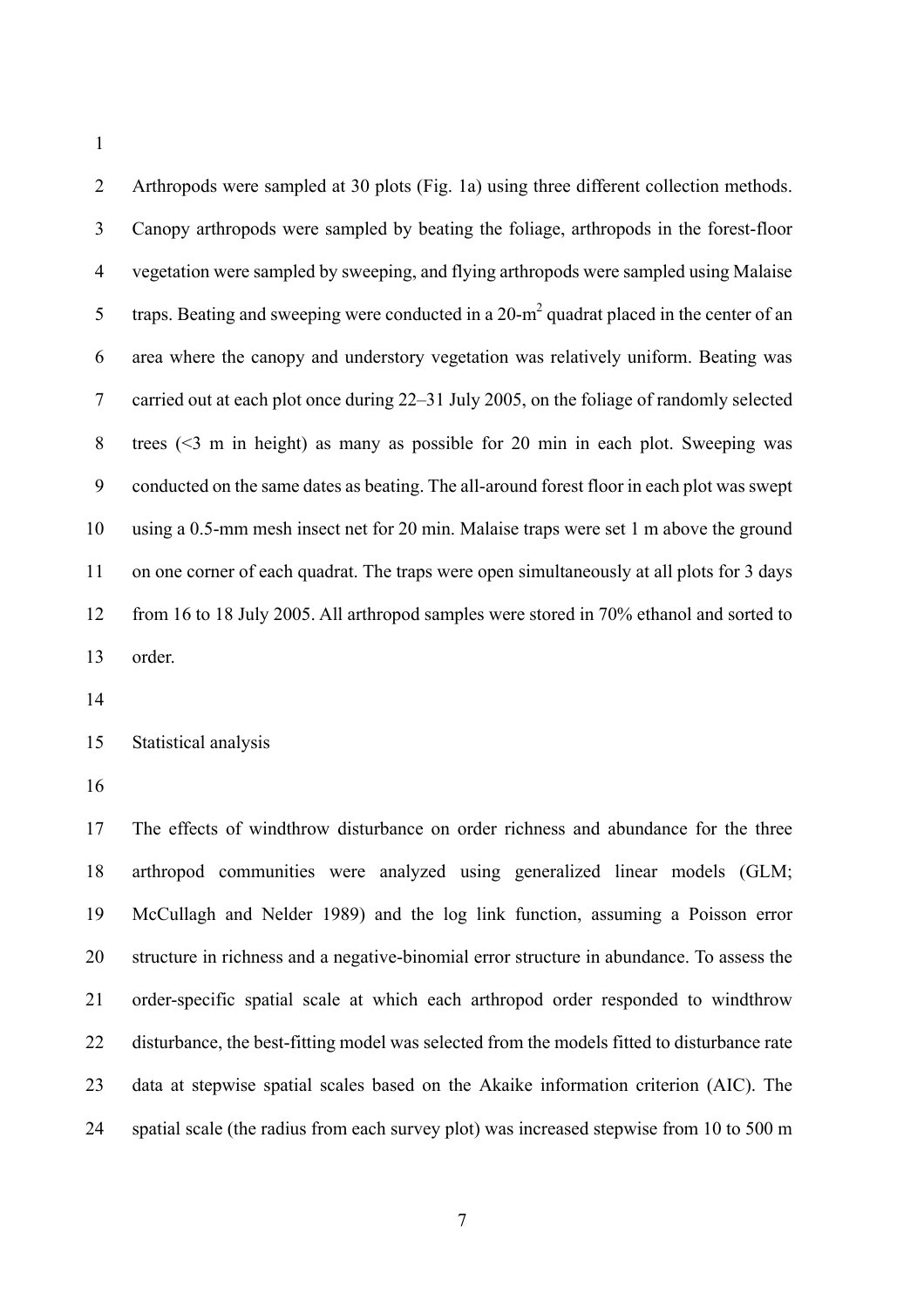Arthropods were sampled at 30 plots (Fig. 1a) using three different collection methods. Canopy arthropods were sampled by beating the foliage, arthropods in the forest-floor vegetation were sampled by sweeping, and flying arthropods were sampled using Malaise traps. Beating and sweeping were conducted in a 20-$m^2$ quadrat placed in the center of an area where the canopy and understory vegetation was relatively uniform. Beating was carried out at each plot once during 22–31 July 2005, on the foliage of randomly selected trees (<3 m in height) as many as possible for 20 min in each plot. Sweeping was conducted on the same dates as beating. The all-around forest floor in each plot was swept using a 0.5-mm mesh insect net for 20 min. Malaise traps were set 1 m above the ground on one corner of each quadrat. The traps were open simultaneously at all plots for 3 days from 16 to 18 July 2005. All arthropod samples were stored in 70% ethanol and sorted to order.

## Statistical analysis

The effects of windthrow disturbance on order richness and abundance for the three arthropod communities were analyzed using generalized linear models (GLM; McCullagh and Nelder 1989) and the log link function, assuming a Poisson error structure in richness and a negative-binomial error structure in abundance. To assess the order-specific spatial scale at which each arthropod order responded to windthrow disturbance, the best-fitting model was selected from the models fitted to disturbance rate data at stepwise spatial scales based on the Akaike information criterion (AIC). The spatial scale (the radius from each survey plot) was increased stepwise from 10 to 500 m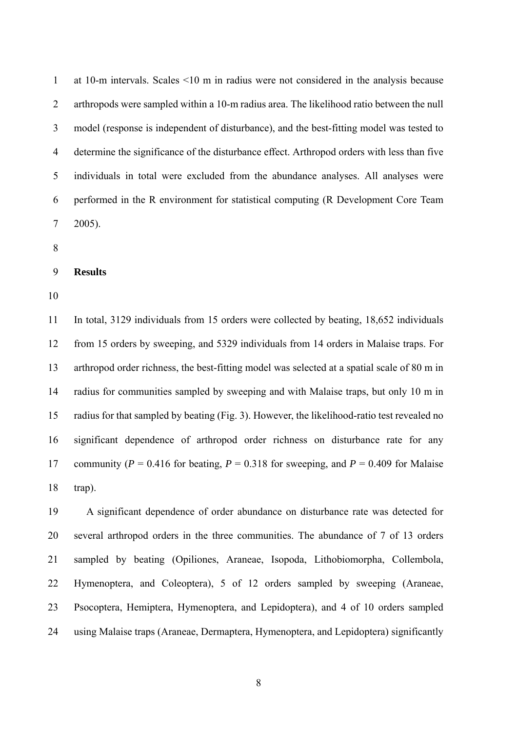at 10-m intervals. Scales <10 m in radius were not considered in the analysis because arthropods were sampled within a 10-m radius area. The likelihood ratio between the null model (response is independent of disturbance), and the best-fitting model was tested to determine the significance of the disturbance effect. Arthropod orders with less than five individuals in total were excluded from the abundance analyses. All analyses were performed in the R environment for statistical computing (R Development Core Team 2005).

## Results

In total, 3129 individuals from 15 orders were collected by beating, 18,652 individuals from 15 orders by sweeping, and 5329 individuals from 14 orders in Malaise traps. For arthropod order richness, the best-fitting model was selected at a spatial scale of 80 m in radius for communities sampled by sweeping and with Malaise traps, but only 10 m in radius for that sampled by beating (Fig. 3). However, the likelihood-ratio test revealed no significant dependence of arthropod order richness on disturbance rate for any community ($P$ = 0.416 for beating, $P$ = 0.318 for sweeping, and $P$ = 0.409 for Malaise trap).

A significant dependence of order abundance on disturbance rate was detected for several arthropod orders in the three communities. The abundance of 7 of 13 orders sampled by beating (Opiliones, Araneae, Isopoda, Lithobiomorpha, Collembola, Hymenoptera, and Coleoptera), 5 of 12 orders sampled by sweeping (Araneae, Psocoptera, Hemiptera, Hymenoptera, and Lepidoptera), and 4 of 10 orders sampled using Malaise traps (Araneae, Dermaptera, Hymenoptera, and Lepidoptera) significantly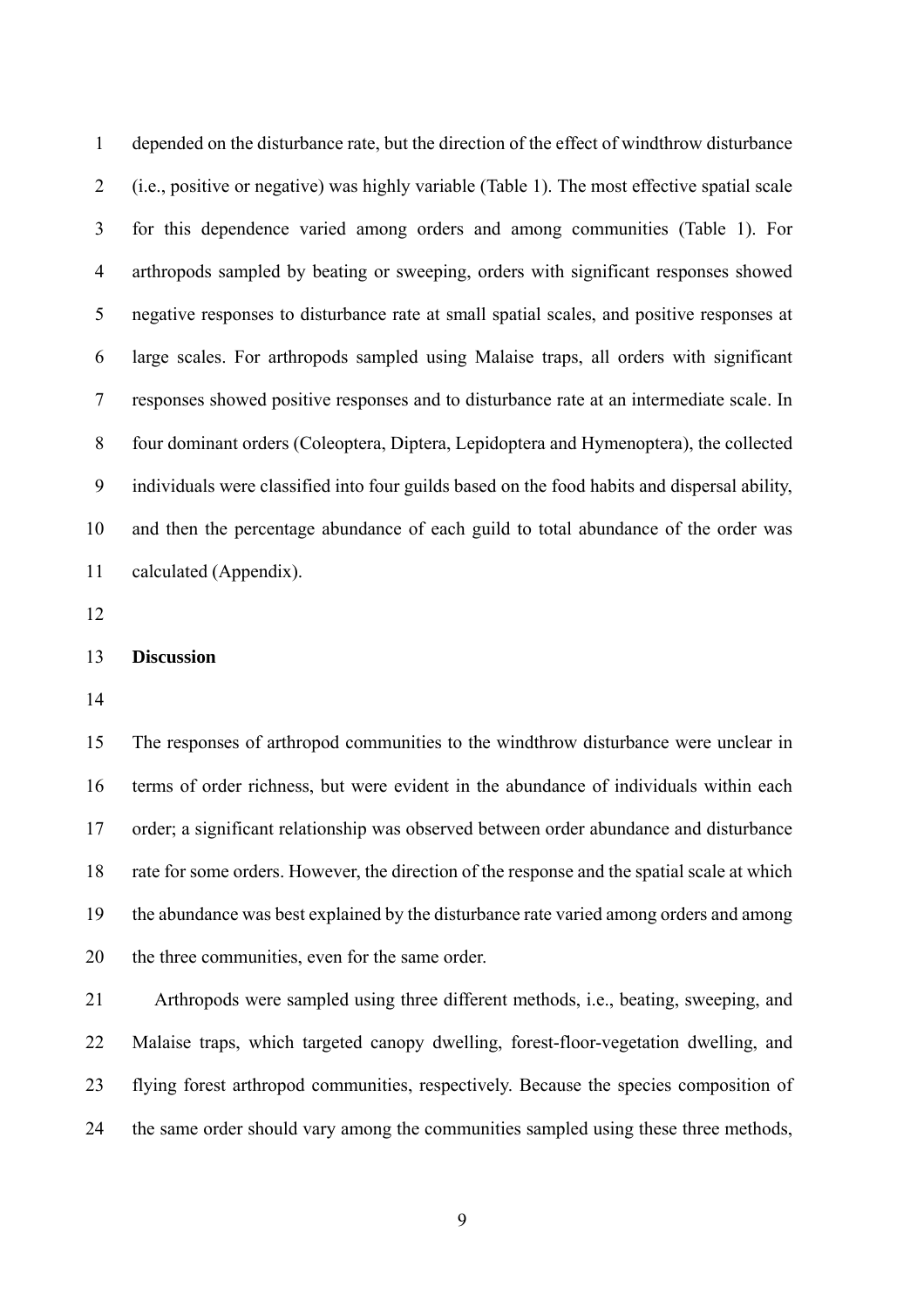depended on the disturbance rate, but the direction of the effect of windthrow disturbance (i.e., positive or negative) was highly variable (Table 1). The most effective spatial scale for this dependence varied among orders and among communities (Table 1). For arthropods sampled by beating or sweeping, orders with significant responses showed negative responses to disturbance rate at small spatial scales, and positive responses at large scales. For arthropods sampled using Malaise traps, all orders with significant responses showed positive responses and to disturbance rate at an intermediate scale. In four dominant orders (Coleoptera, Diptera, Lepidoptera and Hymenoptera), the collected individuals were classified into four guilds based on the food habits and dispersal ability, and then the percentage abundance of each guild to total abundance of the order was calculated (Appendix).

## Discussion

The responses of arthropod communities to the windthrow disturbance were unclear in terms of order richness, but were evident in the abundance of individuals within each order; a significant relationship was observed between order abundance and disturbance rate for some orders. However, the direction of the response and the spatial scale at which the abundance was best explained by the disturbance rate varied among orders and among the three communities, even for the same order.

Arthropods were sampled using three different methods, i.e., beating, sweeping, and Malaise traps, which targeted canopy dwelling, forest-floor-vegetation dwelling, and flying forest arthropod communities, respectively. Because the species composition of the same order should vary among the communities sampled using these three methods,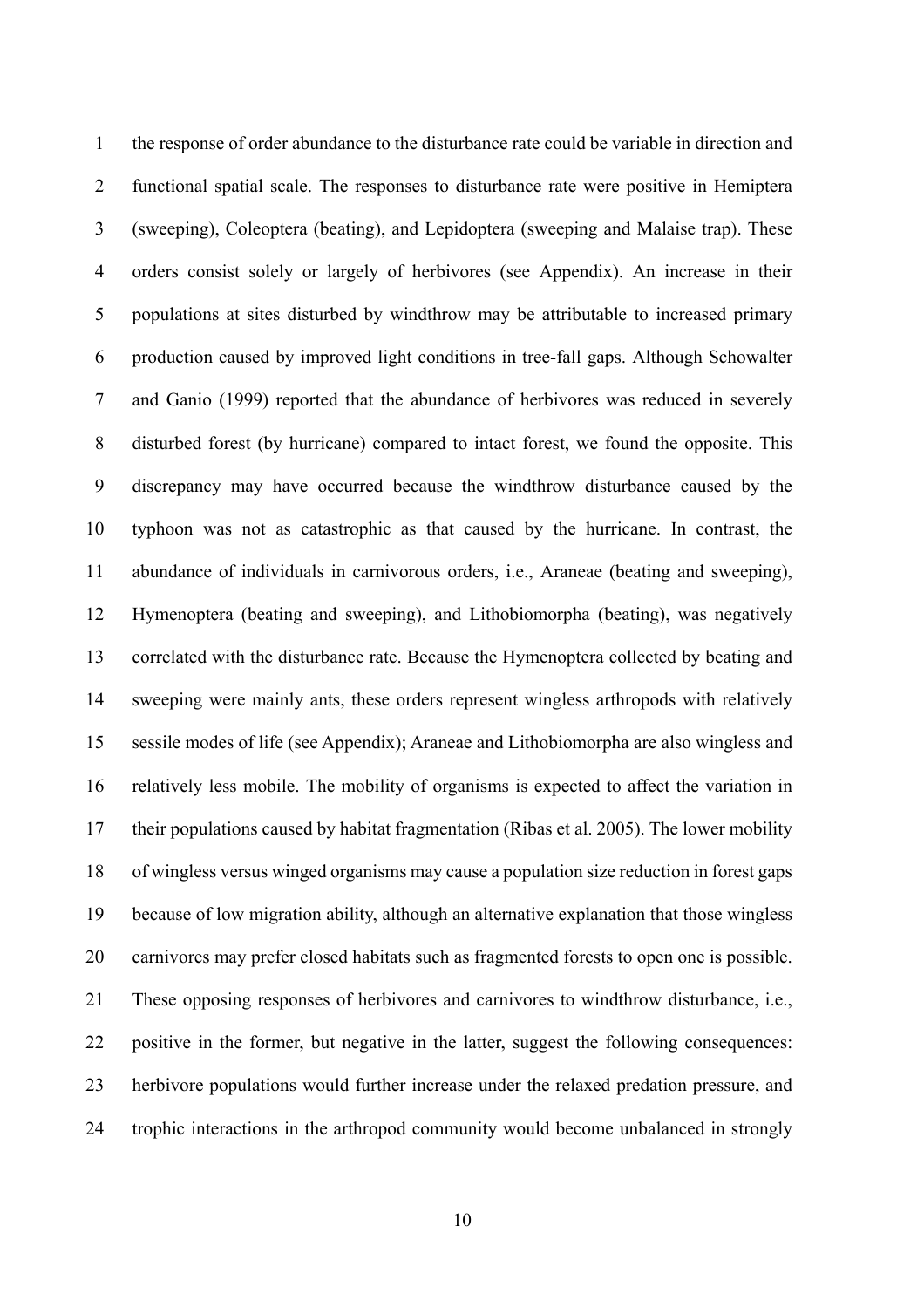the response of order abundance to the disturbance rate could be variable in direction and functional spatial scale. The responses to disturbance rate were positive in Hemiptera (sweeping), Coleoptera (beating), and Lepidoptera (sweeping and Malaise trap). These orders consist solely or largely of herbivores (see Appendix). An increase in their populations at sites disturbed by windthrow may be attributable to increased primary production caused by improved light conditions in tree-fall gaps. Although Schowalter and Ganio (1999) reported that the abundance of herbivores was reduced in severely disturbed forest (by hurricane) compared to intact forest, we found the opposite. This discrepancy may have occurred because the windthrow disturbance caused by the typhoon was not as catastrophic as that caused by the hurricane. In contrast, the abundance of individuals in carnivorous orders, i.e., Araneae (beating and sweeping), Hymenoptera (beating and sweeping), and Lithobiomorpha (beating), was negatively correlated with the disturbance rate. Because the Hymenoptera collected by beating and sweeping were mainly ants, these orders represent wingless arthropods with relatively sessile modes of life (see Appendix); Araneae and Lithobiomorpha are also wingless and relatively less mobile. The mobility of organisms is expected to affect the variation in their populations caused by habitat fragmentation (Ribas et al. 2005). The lower mobility of wingless versus winged organisms may cause a population size reduction in forest gaps because of low migration ability, although an alternative explanation that those wingless carnivores may prefer closed habitats such as fragmented forests to open one is possible. These opposing responses of herbivores and carnivores to windthrow disturbance, i.e., positive in the former, but negative in the latter, suggest the following consequences: herbivore populations would further increase under the relaxed predation pressure, and trophic interactions in the arthropod community would become unbalanced in strongly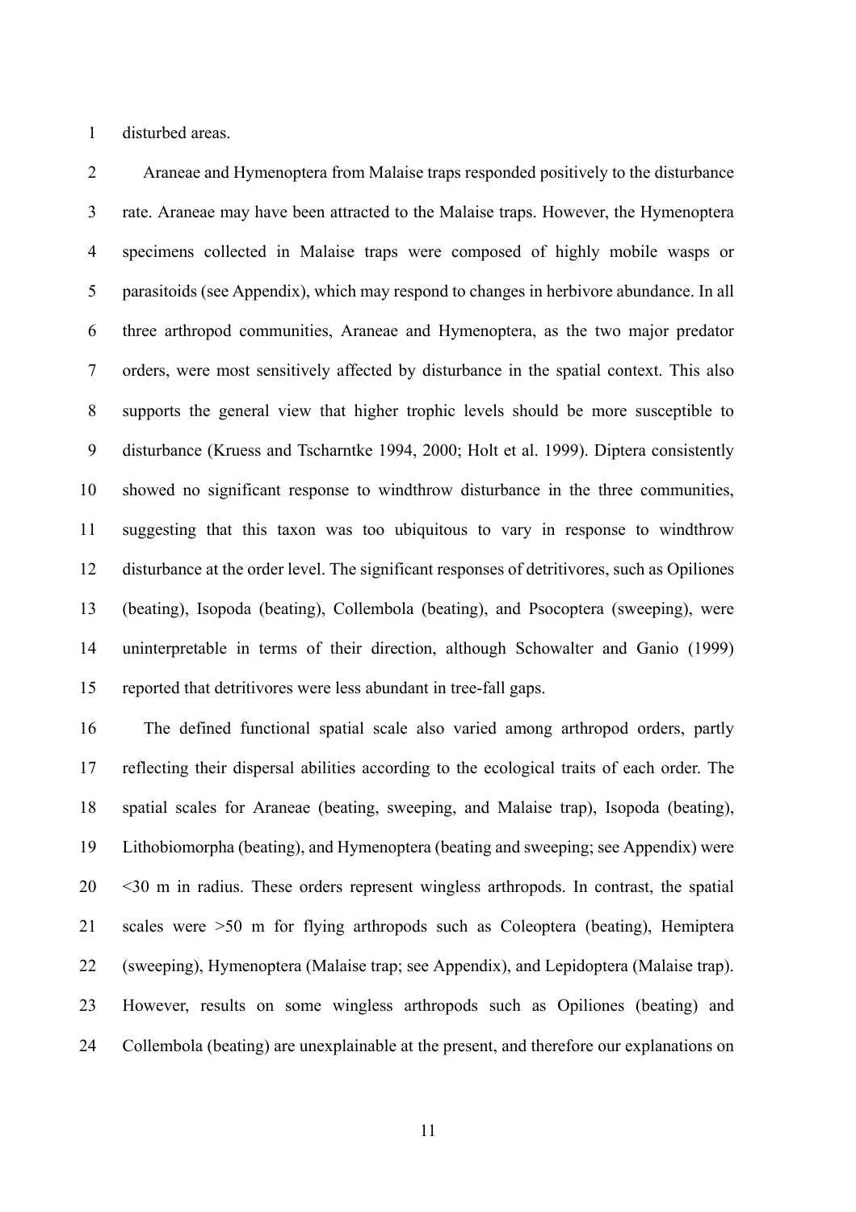disturbed areas.

Araneae and Hymenoptera from Malaise traps responded positively to the disturbance rate. Araneae may have been attracted to the Malaise traps. However, the Hymenoptera specimens collected in Malaise traps were composed of highly mobile wasps or parasitoids (see Appendix), which may respond to changes in herbivore abundance. In all three arthropod communities, Araneae and Hymenoptera, as the two major predator orders, were most sensitively affected by disturbance in the spatial context. This also supports the general view that higher trophic levels should be more susceptible to disturbance (Kruess and Tscharntke 1994, 2000; Holt et al. 1999). Diptera consistently showed no significant response to windthrow disturbance in the three communities, suggesting that this taxon was too ubiquitous to vary in response to windthrow disturbance at the order level. The significant responses of detritivores, such as Opiliones (beating), Isopoda (beating), Collembola (beating), and Psocoptera (sweeping), were uninterpretable in terms of their direction, although Schowalter and Ganio (1999) reported that detritivores were less abundant in tree-fall gaps.

The defined functional spatial scale also varied among arthropod orders, partly reflecting their dispersal abilities according to the ecological traits of each order. The spatial scales for Araneae (beating, sweeping, and Malaise trap), Isopoda (beating), Lithobiomorpha (beating), and Hymenoptera (beating and sweeping; see Appendix) were <30 m in radius. These orders represent wingless arthropods. In contrast, the spatial scales were >50 m for flying arthropods such as Coleoptera (beating), Hemiptera (sweeping), Hymenoptera (Malaise trap; see Appendix), and Lepidoptera (Malaise trap). However, results on some wingless arthropods such as Opiliones (beating) and Collembola (beating) are unexplainable at the present, and therefore our explanations on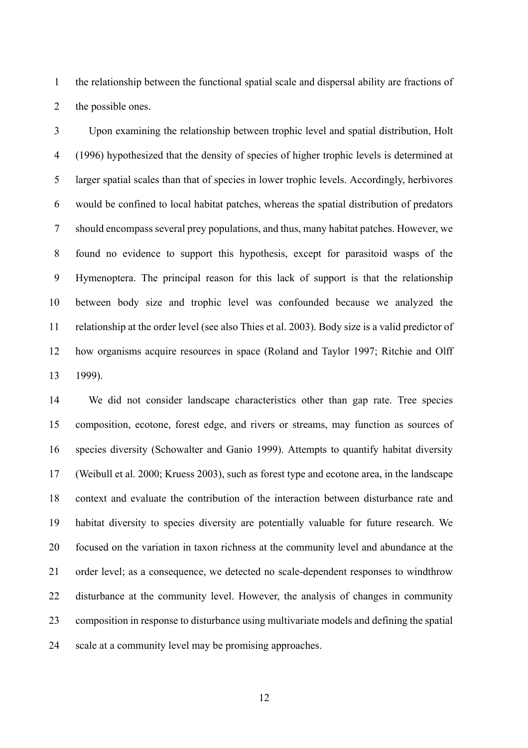the relationship between the functional spatial scale and dispersal ability are fractions of the possible ones.

Upon examining the relationship between trophic level and spatial distribution, Holt (1996) hypothesized that the density of species of higher trophic levels is determined at larger spatial scales than that of species in lower trophic levels. Accordingly, herbivores would be confined to local habitat patches, whereas the spatial distribution of predators should encompass several prey populations, and thus, many habitat patches. However, we found no evidence to support this hypothesis, except for parasitoid wasps of the Hymenoptera. The principal reason for this lack of support is that the relationship between body size and trophic level was confounded because we analyzed the relationship at the order level (see also Thies et al. 2003). Body size is a valid predictor of how organisms acquire resources in space (Roland and Taylor 1997; Ritchie and Olff 1999).

We did not consider landscape characteristics other than gap rate. Tree species composition, ecotone, forest edge, and rivers or streams, may function as sources of species diversity (Schowalter and Ganio 1999). Attempts to quantify habitat diversity (Weibull et al. 2000; Kruess 2003), such as forest type and ecotone area, in the landscape context and evaluate the contribution of the interaction between disturbance rate and habitat diversity to species diversity are potentially valuable for future research. We focused on the variation in taxon richness at the community level and abundance at the order level; as a consequence, we detected no scale-dependent responses to windthrow disturbance at the community level. However, the analysis of changes in community composition in response to disturbance using multivariate models and defining the spatial scale at a community level may be promising approaches.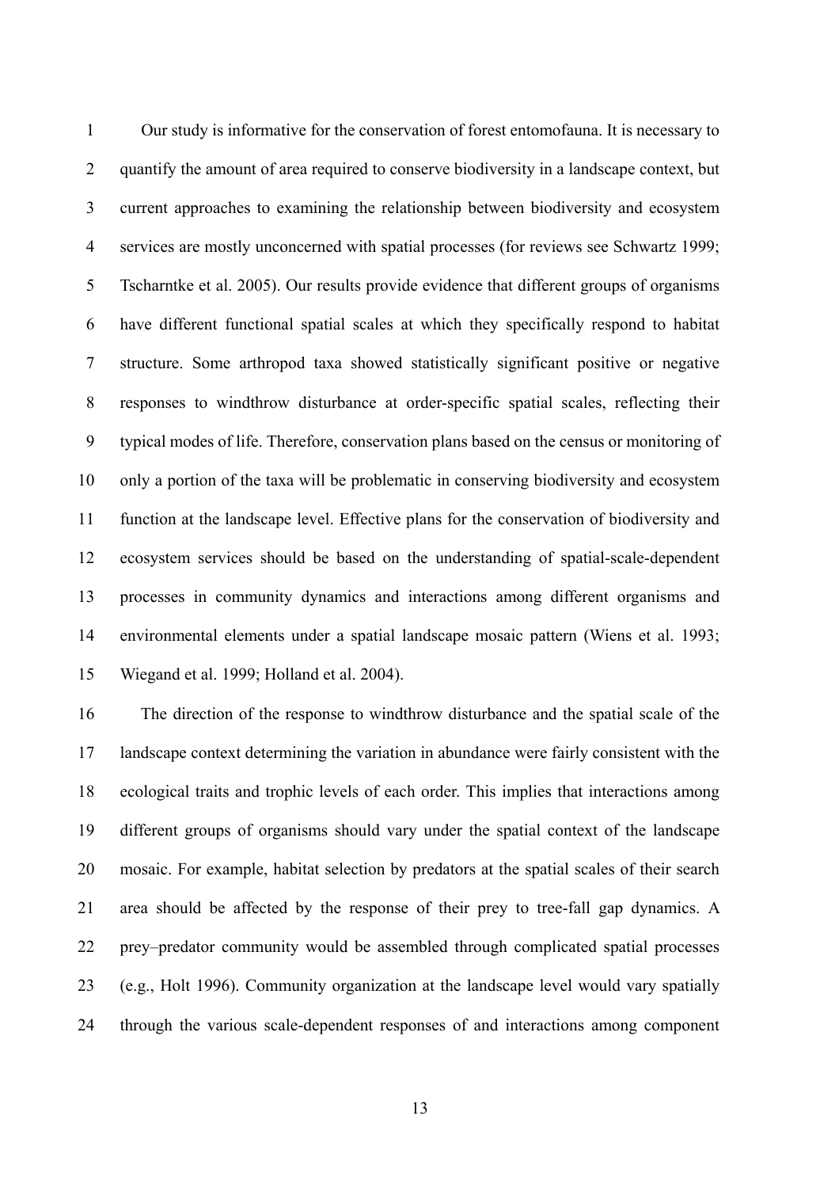Our study is informative for the conservation of forest entomofauna. It is necessary to quantify the amount of area required to conserve biodiversity in a landscape context, but current approaches to examining the relationship between biodiversity and ecosystem services are mostly unconcerned with spatial processes (for reviews see Schwartz 1999; Tscharntke et al. 2005). Our results provide evidence that different groups of organisms have different functional spatial scales at which they specifically respond to habitat structure. Some arthropod taxa showed statistically significant positive or negative responses to windthrow disturbance at order-specific spatial scales, reflecting their typical modes of life. Therefore, conservation plans based on the census or monitoring of only a portion of the taxa will be problematic in conserving biodiversity and ecosystem function at the landscape level. Effective plans for the conservation of biodiversity and ecosystem services should be based on the understanding of spatial-scale-dependent processes in community dynamics and interactions among different organisms and environmental elements under a spatial landscape mosaic pattern (Wiens et al. 1993; Wiegand et al. 1999; Holland et al. 2004).

The direction of the response to windthrow disturbance and the spatial scale of the landscape context determining the variation in abundance were fairly consistent with the ecological traits and trophic levels of each order. This implies that interactions among different groups of organisms should vary under the spatial context of the landscape mosaic. For example, habitat selection by predators at the spatial scales of their search area should be affected by the response of their prey to tree-fall gap dynamics. A prey–predator community would be assembled through complicated spatial processes (e.g., Holt 1996). Community organization at the landscape level would vary spatially through the various scale-dependent responses of and interactions among component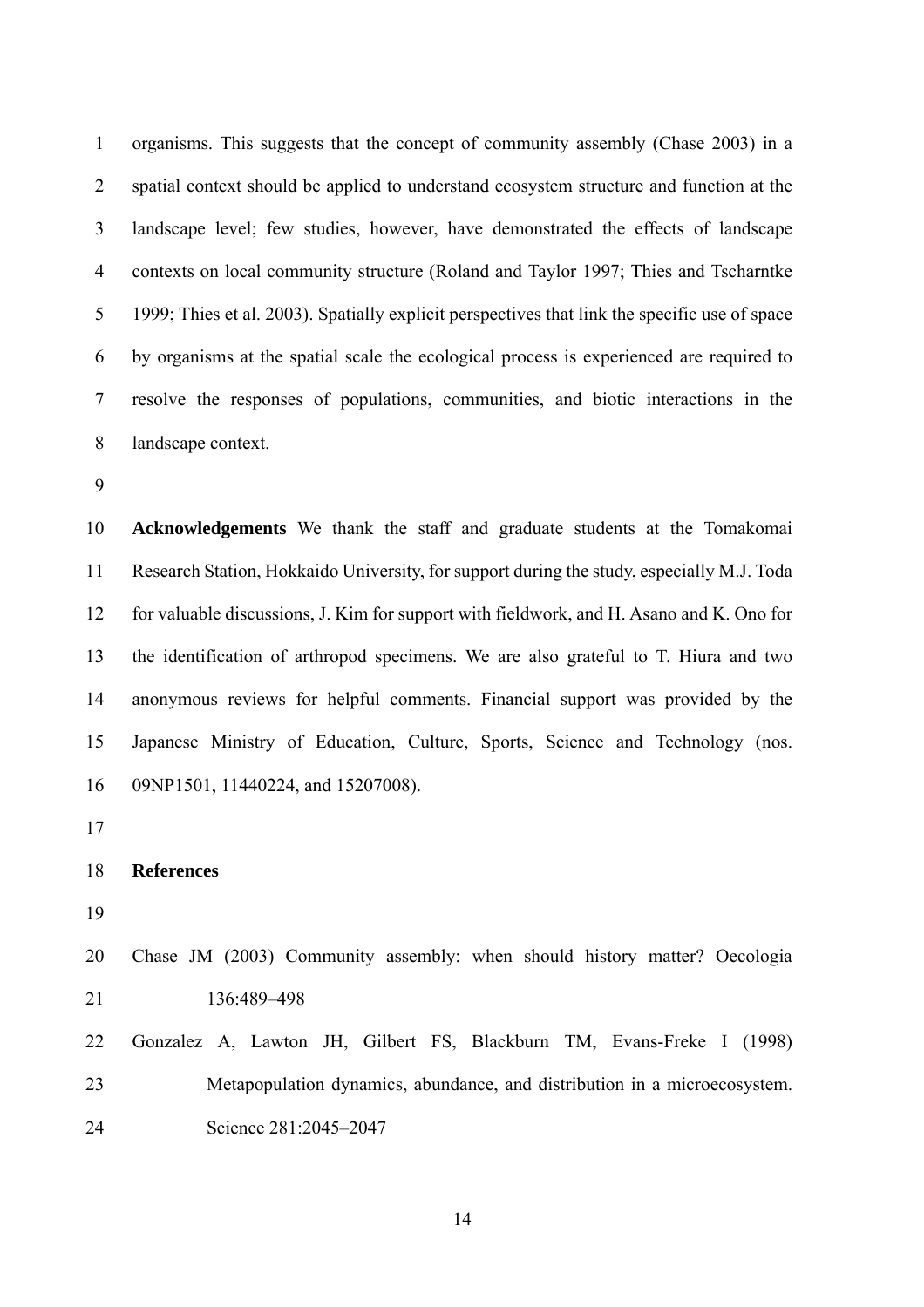organisms. This suggests that the concept of community assembly (Chase 2003) in a spatial context should be applied to understand ecosystem structure and function at the landscape level; few studies, however, have demonstrated the effects of landscape contexts on local community structure (Roland and Taylor 1997; Thies and Tscharntke 1999; Thies et al. 2003). Spatially explicit perspectives that link the specific use of space by organisms at the spatial scale the ecological process is experienced are required to resolve the responses of populations, communities, and biotic interactions in the landscape context.

**Acknowledgements** We thank the staff and graduate students at the Tomakomai Research Station, Hokkaido University, for support during the study, especially M.J. Toda for valuable discussions, J. Kim for support with fieldwork, and H. Asano and K. Ono for the identification of arthropod specimens. We are also grateful to T. Hiura and two anonymous reviews for helpful comments. Financial support was provided by the Japanese Ministry of Education, Culture, Sports, Science and Technology (nos. 09NP1501, 11440224, and 15207008).

## References

Chase JM (2003) Community assembly: when should history matter? Oecologia 136:489–498

Gonzalez A, Lawton JH, Gilbert FS, Blackburn TM, Evans-Freke I (1998) Metapopulation dynamics, abundance, and distribution in a microecosystem. Science 281:2045–2047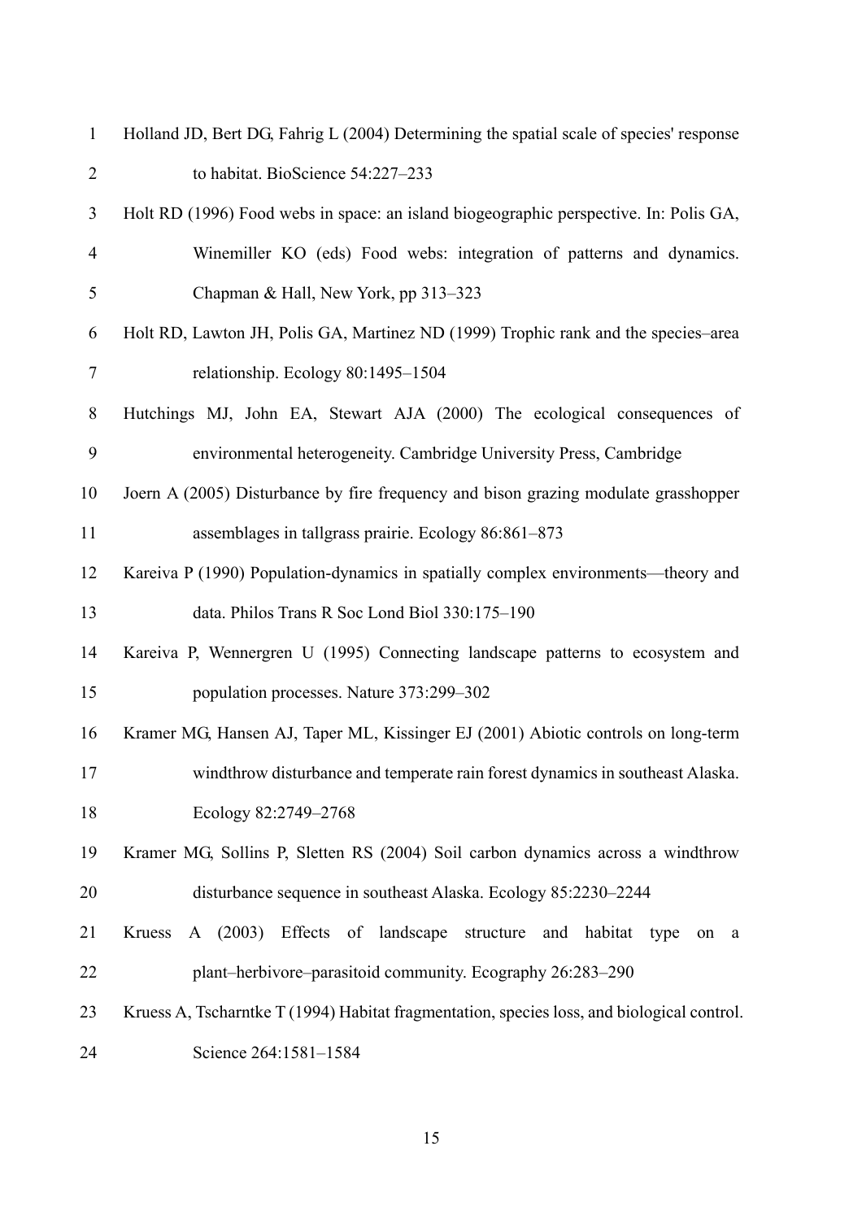Holland JD, Bert DG, Fahrig L (2004) Determining the spatial scale of species' response to habitat. BioScience 54:227–233

Holt RD (1996) Food webs in space: an island biogeographic perspective. In: Polis GA, Winemiller KO (eds) Food webs: integration of patterns and dynamics. Chapman & Hall, New York, pp 313–323

Holt RD, Lawton JH, Polis GA, Martinez ND (1999) Trophic rank and the species–area relationship. Ecology 80:1495–1504

Hutchings MJ, John EA, Stewart AJA (2000) The ecological consequences of environmental heterogeneity. Cambridge University Press, Cambridge

Joern A (2005) Disturbance by fire frequency and bison grazing modulate grasshopper assemblages in tallgrass prairie. Ecology 86:861–873

Kareiva P (1990) Population-dynamics in spatially complex environments—theory and data. Philos Trans R Soc Lond Biol 330:175–190

Kareiva P, Wennergren U (1995) Connecting landscape patterns to ecosystem and population processes. Nature 373:299–302

Kramer MG, Hansen AJ, Taper ML, Kissinger EJ (2001) Abiotic controls on long-term windthrow disturbance and temperate rain forest dynamics in southeast Alaska. Ecology 82:2749–2768

Kramer MG, Sollins P, Sletten RS (2004) Soil carbon dynamics across a windthrow disturbance sequence in southeast Alaska. Ecology 85:2230–2244

Kruess A (2003) Effects of landscape structure and habitat type on a plant–herbivore–parasitoid community. Ecography 26:283–290

Kruess A, Tscharntke T (1994) Habitat fragmentation, species loss, and biological control. Science 264:1581–1584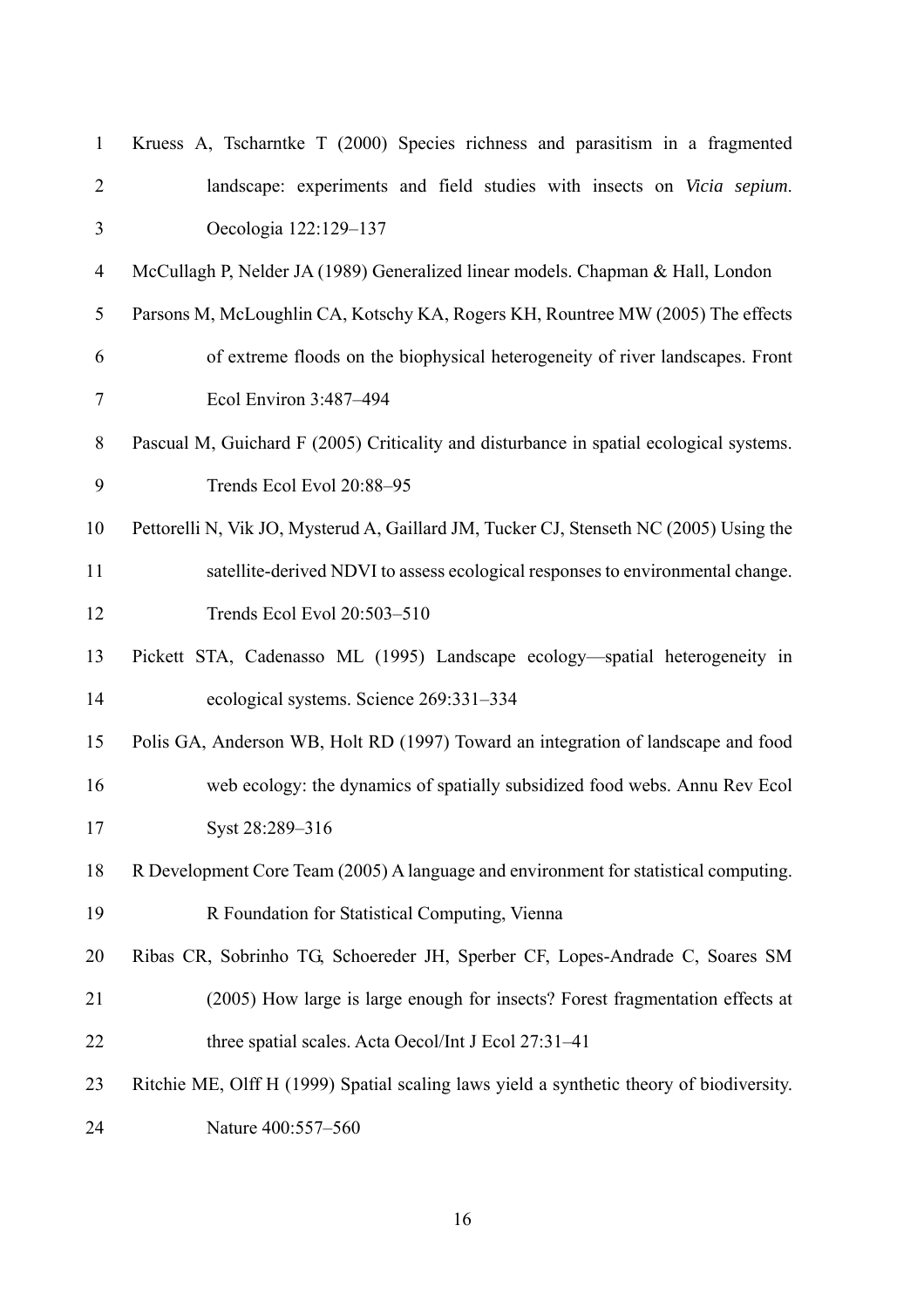Kruess A, Tscharntke T (2000) Species richness and parasitism in a fragmented landscape: experiments and field studies with insects on *Vicia sepium*. Oecologia 122:129–137

McCullagh P, Nelder JA (1989) Generalized linear models. Chapman & Hall, London

Parsons M, McLoughlin CA, Kotschy KA, Rogers KH, Rountree MW (2005) The effects of extreme floods on the biophysical heterogeneity of river landscapes. Front Ecol Environ 3:487–494

Pascual M, Guichard F (2005) Criticality and disturbance in spatial ecological systems. Trends Ecol Evol 20:88–95

Pettorelli N, Vik JO, Mysterud A, Gaillard JM, Tucker CJ, Stenseth NC (2005) Using the satellite-derived NDVI to assess ecological responses to environmental change. Trends Ecol Evol 20:503–510

Pickett STA, Cadenasso ML (1995) Landscape ecology—spatial heterogeneity in ecological systems. Science 269:331–334

Polis GA, Anderson WB, Holt RD (1997) Toward an integration of landscape and food web ecology: the dynamics of spatially subsidized food webs. Annu Rev Ecol Syst 28:289–316

R Development Core Team (2005) A language and environment for statistical computing. R Foundation for Statistical Computing, Vienna

Ribas CR, Sobrinho TG, Schoereder JH, Sperber CF, Lopes-Andrade C, Soares SM (2005) How large is large enough for insects? Forest fragmentation effects at three spatial scales. Acta Oecol/Int J Ecol 27:31–41

Ritchie ME, Olff H (1999) Spatial scaling laws yield a synthetic theory of biodiversity. Nature 400:557–560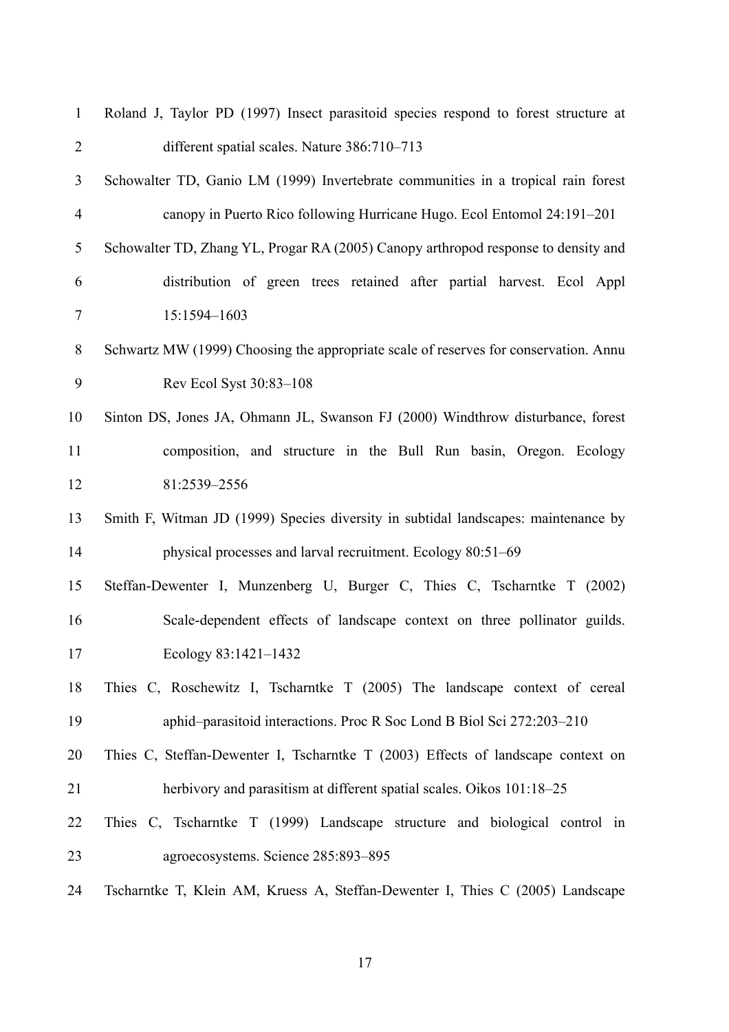Roland J, Taylor PD (1997) Insect parasitoid species respond to forest structure at different spatial scales. Nature 386:710–713

Schowalter TD, Ganio LM (1999) Invertebrate communities in a tropical rain forest canopy in Puerto Rico following Hurricane Hugo. Ecol Entomol 24:191–201

Schowalter TD, Zhang YL, Progar RA (2005) Canopy arthropod response to density and distribution of green trees retained after partial harvest. Ecol Appl 15:1594–1603

Schwartz MW (1999) Choosing the appropriate scale of reserves for conservation. Annu Rev Ecol Syst 30:83–108

Sinton DS, Jones JA, Ohmann JL, Swanson FJ (2000) Windthrow disturbance, forest composition, and structure in the Bull Run basin, Oregon. Ecology 81:2539–2556

Smith F, Witman JD (1999) Species diversity in subtidal landscapes: maintenance by physical processes and larval recruitment. Ecology 80:51–69

Steffan-Dewenter I, Munzenberg U, Burger C, Thies C, Tscharntke T (2002) Scale-dependent effects of landscape context on three pollinator guilds. Ecology 83:1421–1432

Thies C, Roschewitz I, Tscharntke T (2005) The landscape context of cereal aphid–parasitoid interactions. Proc R Soc Lond B Biol Sci 272:203–210

Thies C, Steffan-Dewenter I, Tscharntke T (2003) Effects of landscape context on herbivory and parasitism at different spatial scales. Oikos 101:18–25

Thies C, Tscharntke T (1999) Landscape structure and biological control in agroecosystems. Science 285:893–895

Tscharntke T, Klein AM, Kruess A, Steffan-Dewenter I, Thies C (2005) Landscape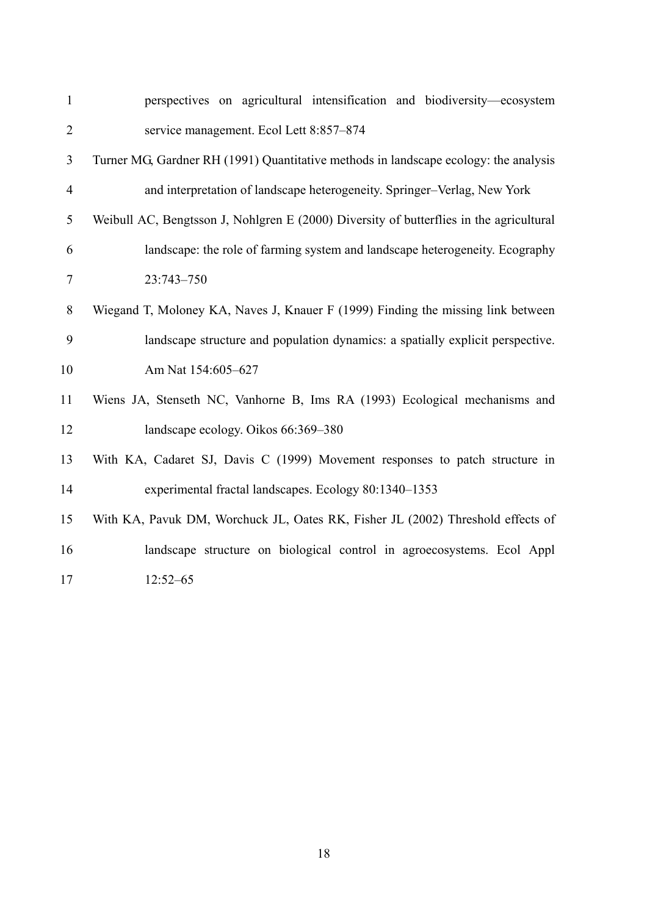perspectives on agricultural intensification and biodiversity—ecosystem service management. Ecol Lett 8:857–874

Turner MG, Gardner RH (1991) Quantitative methods in landscape ecology: the analysis and interpretation of landscape heterogeneity. Springer–Verlag, New York

Weibull AC, Bengtsson J, Nohlgren E (2000) Diversity of butterflies in the agricultural landscape: the role of farming system and landscape heterogeneity. Ecography 23:743–750

Wiegand T, Moloney KA, Naves J, Knauer F (1999) Finding the missing link between landscape structure and population dynamics: a spatially explicit perspective. Am Nat 154:605–627

Wiens JA, Stenseth NC, Vanhorne B, Ims RA (1993) Ecological mechanisms and landscape ecology. Oikos 66:369–380

With KA, Cadaret SJ, Davis C (1999) Movement responses to patch structure in experimental fractal landscapes. Ecology 80:1340–1353

With KA, Pavuk DM, Worchuck JL, Oates RK, Fisher JL (2002) Threshold effects of landscape structure on biological control in agroecosystems. Ecol Appl 12:52–65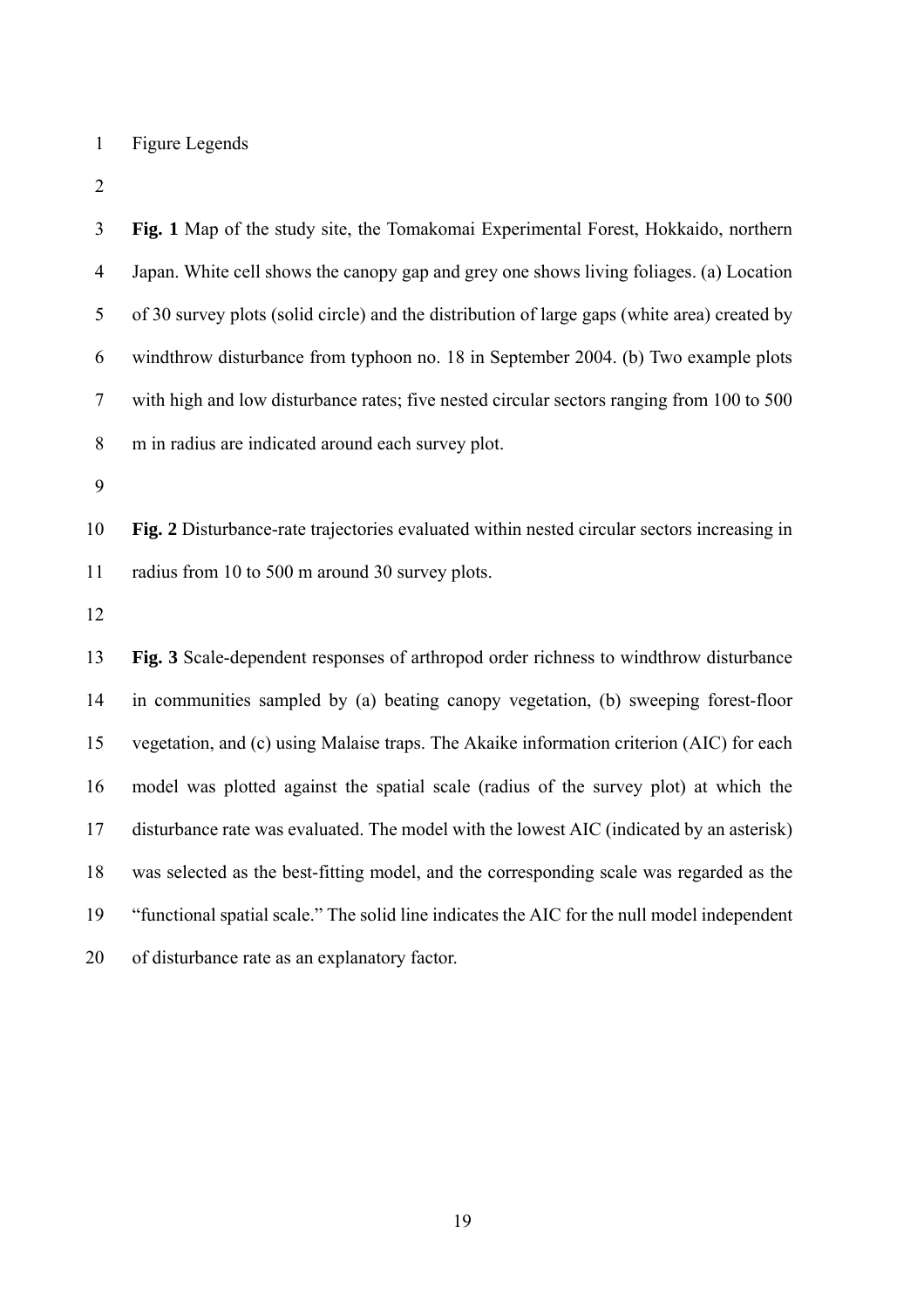Figure Legends

**Fig. 1** Map of the study site, the Tomakomai Experimental Forest, Hokkaido, northern Japan. White cell shows the canopy gap and grey one shows living foliages. (a) Location of 30 survey plots (solid circle) and the distribution of large gaps (white area) created by windthrow disturbance from typhoon no. 18 in September 2004. (b) Two example plots with high and low disturbance rates; five nested circular sectors ranging from 100 to 500 m in radius are indicated around each survey plot.

**Fig. 2** Disturbance-rate trajectories evaluated within nested circular sectors increasing in radius from 10 to 500 m around 30 survey plots.

**Fig. 3** Scale-dependent responses of arthropod order richness to windthrow disturbance in communities sampled by (a) beating canopy vegetation, (b) sweeping forest-floor vegetation, and (c) using Malaise traps. The Akaike information criterion (AIC) for each model was plotted against the spatial scale (radius of the survey plot) at which the disturbance rate was evaluated. The model with the lowest AIC (indicated by an asterisk) was selected as the best-fitting model, and the corresponding scale was regarded as the "functional spatial scale." The solid line indicates the AIC for the null model independent of disturbance rate as an explanatory factor.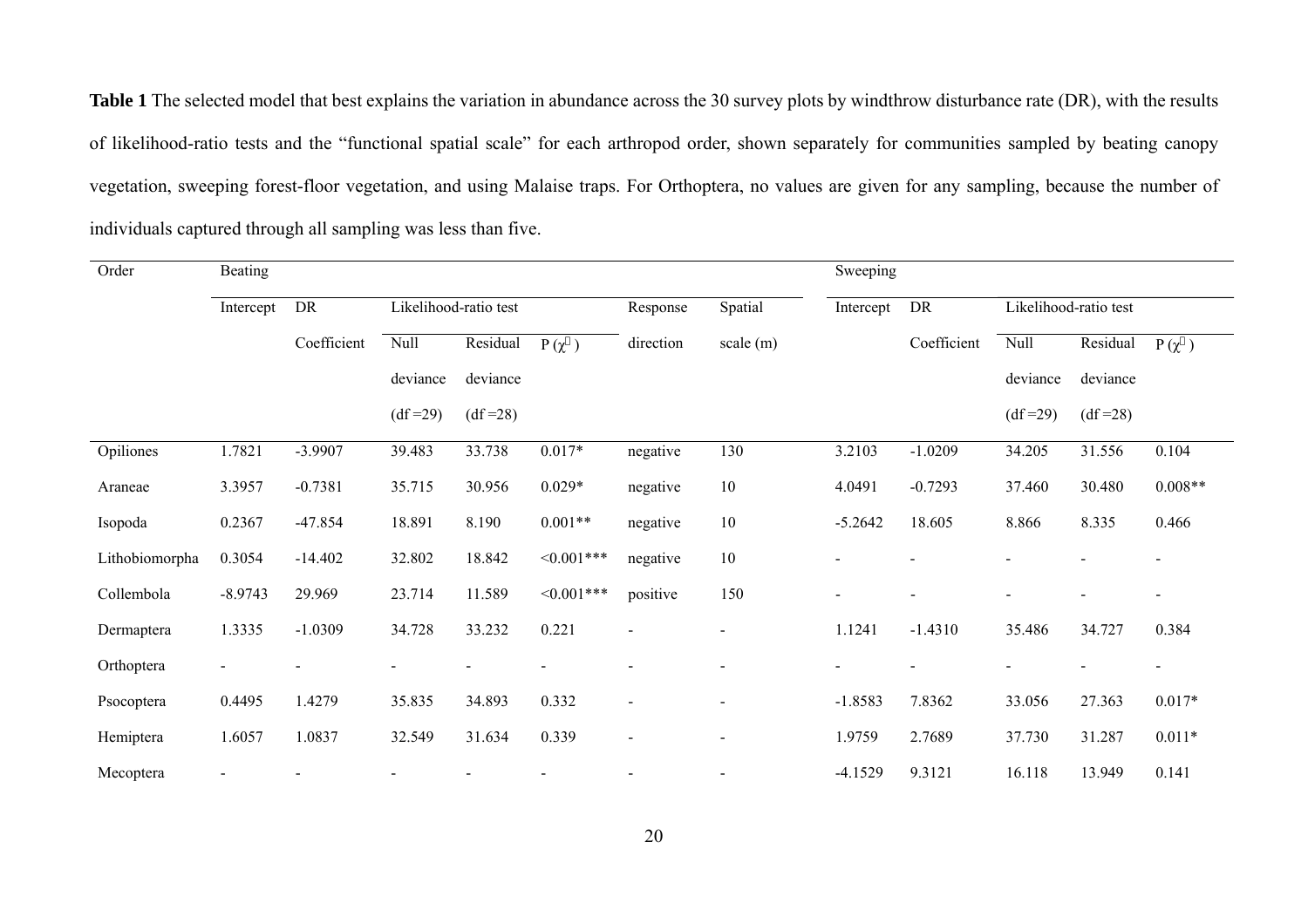**Table 1** The selected model that best explains the variation in abundance across the 30 survey plots by windthrow disturbance rate (DR), with the results of likelihood-ratio tests and the "functional spatial scale" for each arthropod order, shown separately for communities sampled by beating canopy vegetation, sweeping forest-floor vegetation, and using Malaise traps. For Orthoptera, no values are given for any sampling, because the number of individuals captured through all sampling was less than five.

| Order | Beating | | | | | | | Sweeping | | | | |
|---|---|---|---|---|---|---|---|---|---|---|---|---|
| | Intercept | DR | Likelihood-ratio test | | | Response | Spatial | Intercept | DR | Likelihood-ratio test | | |
| | | Coefficient | Null deviance (df =29) | Residual deviance (df =28) | $P(\chi^2)$ | direction | scale (m) | | Coefficient | Null deviance (df =29) | Residual deviance (df =28) | $P(\chi^2)$ |
| Opiliones | 1.7821 | -3.9907 | 39.483 | 33.738 | 0.017* | negative | 130 | 3.2103 | -1.0209 | 34.205 | 31.556 | 0.104 |
| Araneae | 3.3957 | -0.7381 | 35.715 | 30.956 | 0.029* | negative | 10 | 4.0491 | -0.7293 | 37.460 | 30.480 | 0.008** |
| Isopoda | 0.2367 | -47.854 | 18.891 | 8.190 | 0.001** | negative | 10 | -5.2642 | 18.605 | 8.866 | 8.335 | 0.466 |
| Lithobiomorpha | 0.3054 | -14.402 | 32.802 | 18.842 | <0.001*** | negative | 10 | - | - | - | - | - |
| Collembola | -8.9743 | 29.969 | 23.714 | 11.589 | <0.001*** | positive | 150 | - | - | - | - | - |
| Dermaptera | 1.3335 | -1.0309 | 34.728 | 33.232 | 0.221 | - | - | 1.1241 | -1.4310 | 35.486 | 34.727 | 0.384 |
| Orthoptera | - | - | - | - | - | - | - | - | - | - | - | - |
| Psocoptera | 0.4495 | 1.4279 | 35.835 | 34.893 | 0.332 | - | - | -1.8583 | 7.8362 | 33.056 | 27.363 | 0.017* |
| Hemiptera | 1.6057 | 1.0837 | 32.549 | 31.634 | 0.339 | - | - | 1.9759 | 2.7689 | 37.730 | 31.287 | 0.011* |
| Mecoptera | - | - | - | - | - | - | - | -4.1529 | 9.3121 | 16.118 | 13.949 | 0.141 |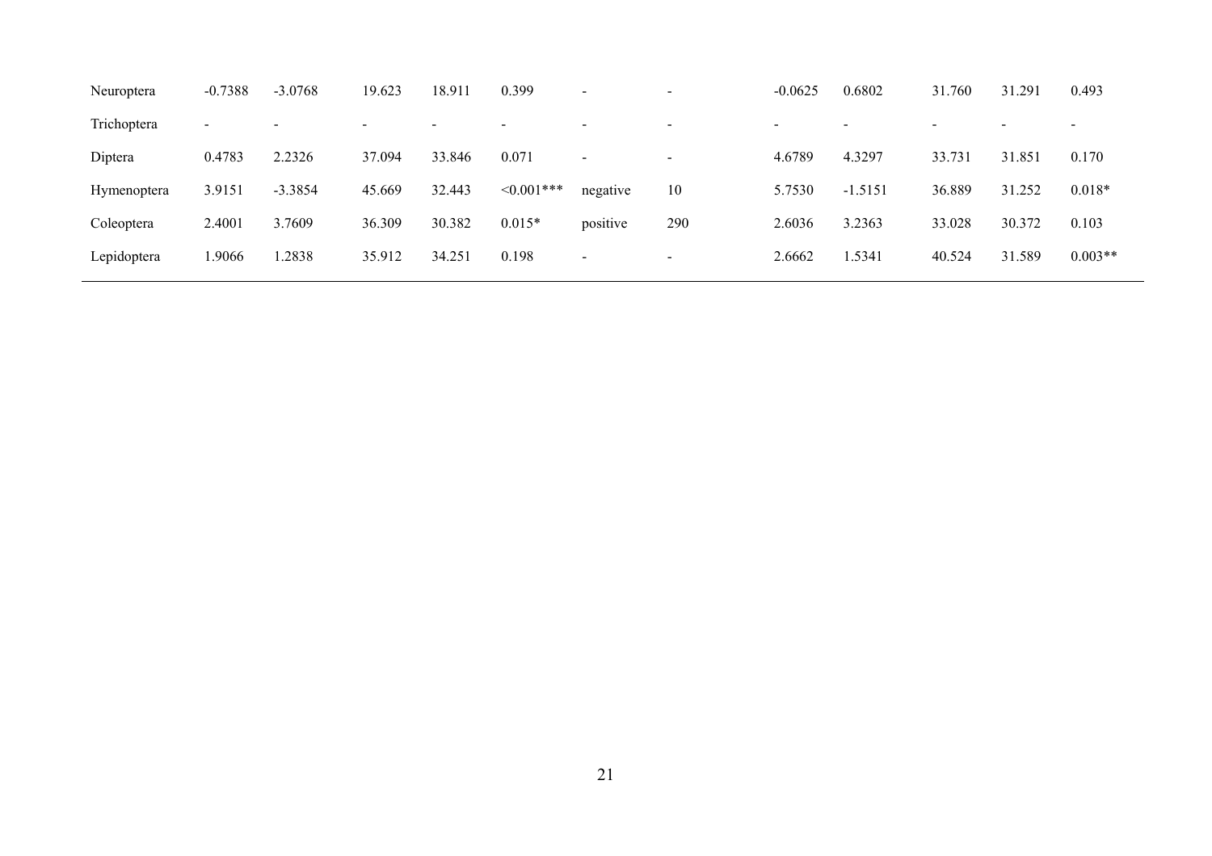| | | | | | | | | | | | | | |
|---|---|---|---|---|---|---|---|---|---|---|---|---|---|
| Neuroptera | -0.7388 | -3.0768 | 19.623 | 18.911 | 0.399 | - | - | -0.0625 | 0.6802 | 31.760 | 31.291 | 0.493 |
| Trichoptera | - | - | - | - | - | - | - | - | - | - | - | - |
| Diptera | 0.4783 | 2.2326 | 37.094 | 33.846 | 0.071 | - | - | 4.6789 | 4.3297 | 33.731 | 31.851 | 0.170 |
| Hymenoptera | 3.9151 | -3.3854 | 45.669 | 32.443 | <0.001*** | negative | 10 | 5.7530 | -1.5151 | 36.889 | 31.252 | 0.018* |
| Coleoptera | 2.4001 | 3.7609 | 36.309 | 30.382 | 0.015* | positive | 290 | 2.6036 | 3.2363 | 33.028 | 30.372 | 0.103 |
| Lepidoptera | 1.9066 | 1.2838 | 35.912 | 34.251 | 0.198 | - | - | 2.6662 | 1.5341 | 40.524 | 31.589 | 0.003** |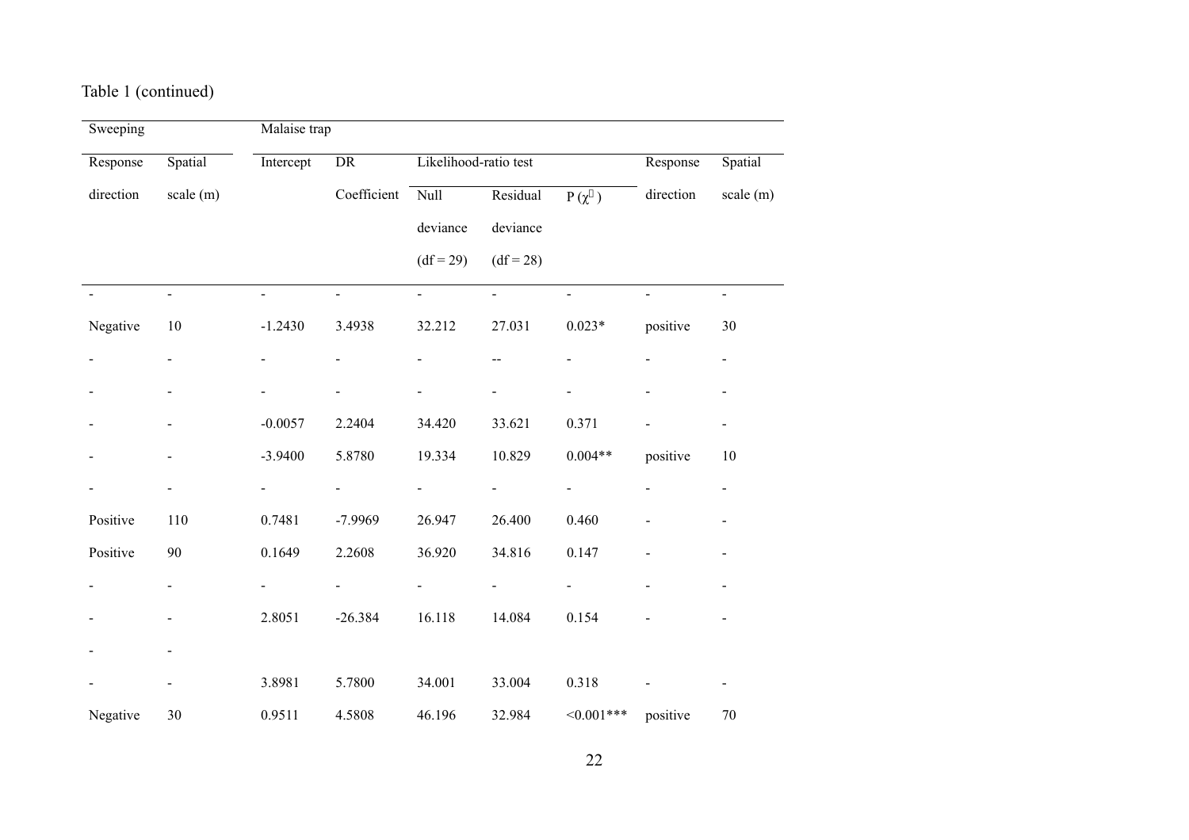Table 1 (continued)

| Sweeping | | Malaise trap | | | | | | |
|---|---|---|---|---|---|---|---|---|
| Response direction | Spatial scale (m) | Intercept | DR Coefficient | Likelihood-ratio test | | | Response direction | Spatial scale (m) |
| | | | | Null deviance (df = 29) | Residual deviance (df = 28) | P ($\chi^2$) | | |
| - | - | - | - | - | - | - | - | - |
| Negative | 10 | -1.2430 | 3.4938 | 32.212 | 27.031 | 0.023* | positive | 30 |
| - | - | - | - | - | -- | - | - | - |
| - | - | - | - | - | - | - | - | - |
| - | - | -0.0057 | 2.2404 | 34.420 | 33.621 | 0.371 | - | - |
| - | - | -3.9400 | 5.8780 | 19.334 | 10.829 | 0.004** | positive | 10 |
| - | - | - | - | - | - | - | - | - |
| Positive | 110 | 0.7481 | -7.9969 | 26.947 | 26.400 | 0.460 | - | - |
| Positive | 90 | 0.1649 | 2.2608 | 36.920 | 34.816 | 0.147 | - | - |
| - | - | - | - | - | - | - | - | - |
| - | - | 2.8051 | -26.384 | 16.118 | 14.084 | 0.154 | - | - |
| - | - | | | | | | | |
| - | - | 3.8981 | 5.7800 | 34.001 | 33.004 | 0.318 | - | - |
| Negative | 30 | 0.9511 | 4.5808 | 46.196 | 32.984 | <0.001*** | positive | 70 |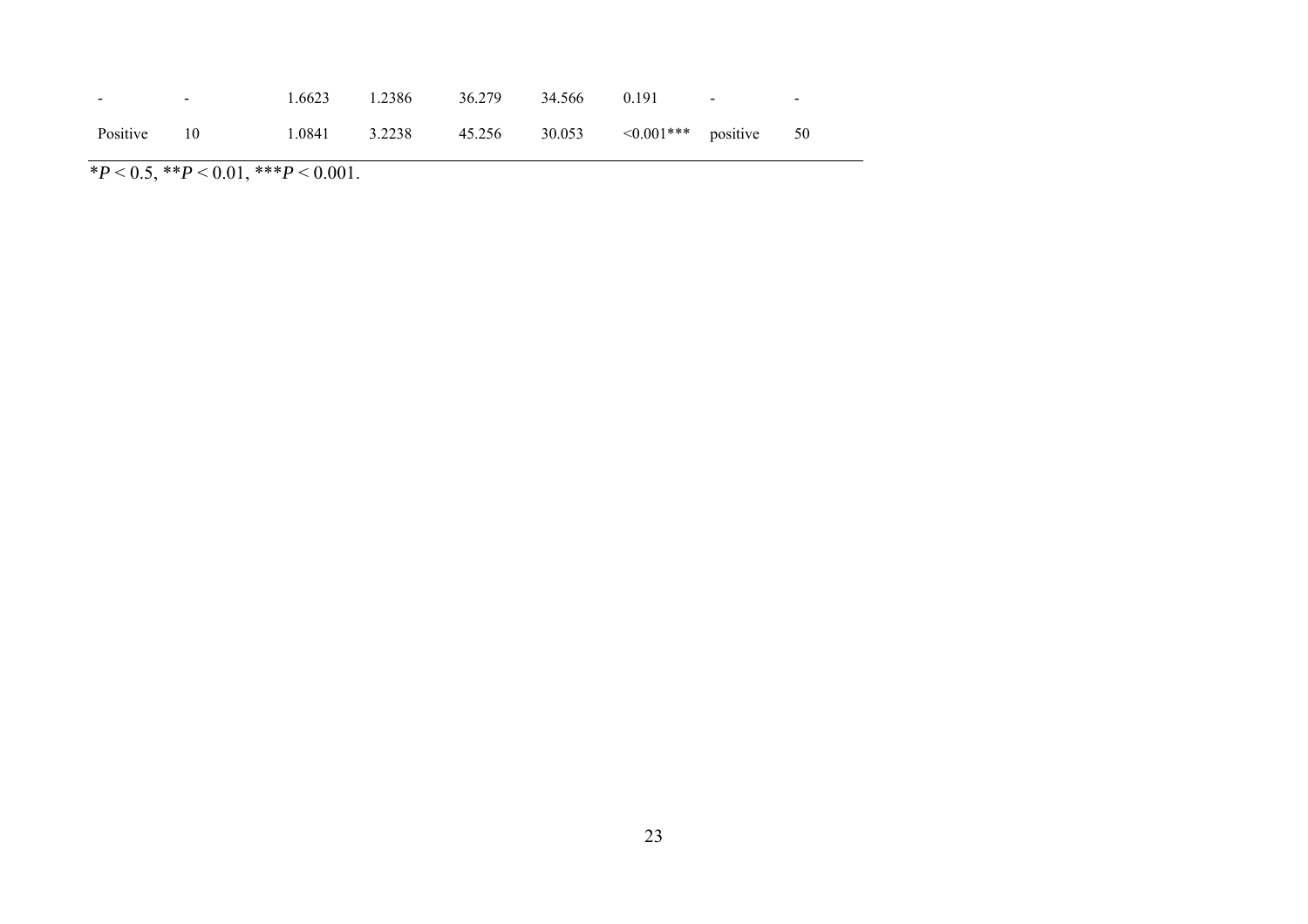| | | | | | | | | |
|---|---|---|---|---|---|---|---|---|
| - | - | 1.6623 | 1.2386 | 36.279 | 34.566 | 0.191 | - | - |
| Positive | 10 | 1.0841 | 3.2238 | 45.256 | 30.053 | <0.001*** | positive | 50 |

*$P < 0.5$, **$P < 0.01$, ***$P < 0.001$.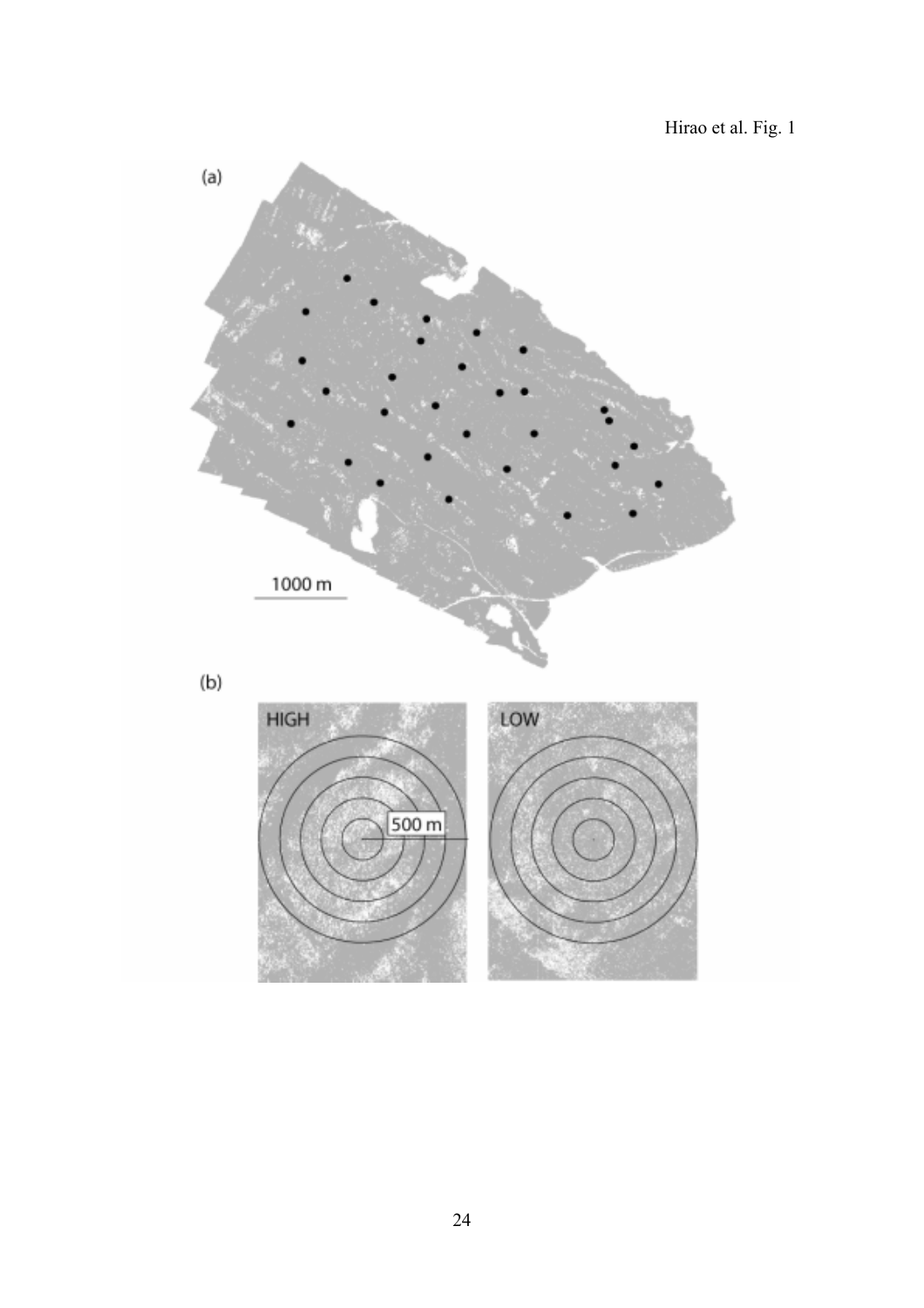Hirao et al. Fig. 1

(a)

1000 m

(b)

HIGH

500 m

LOW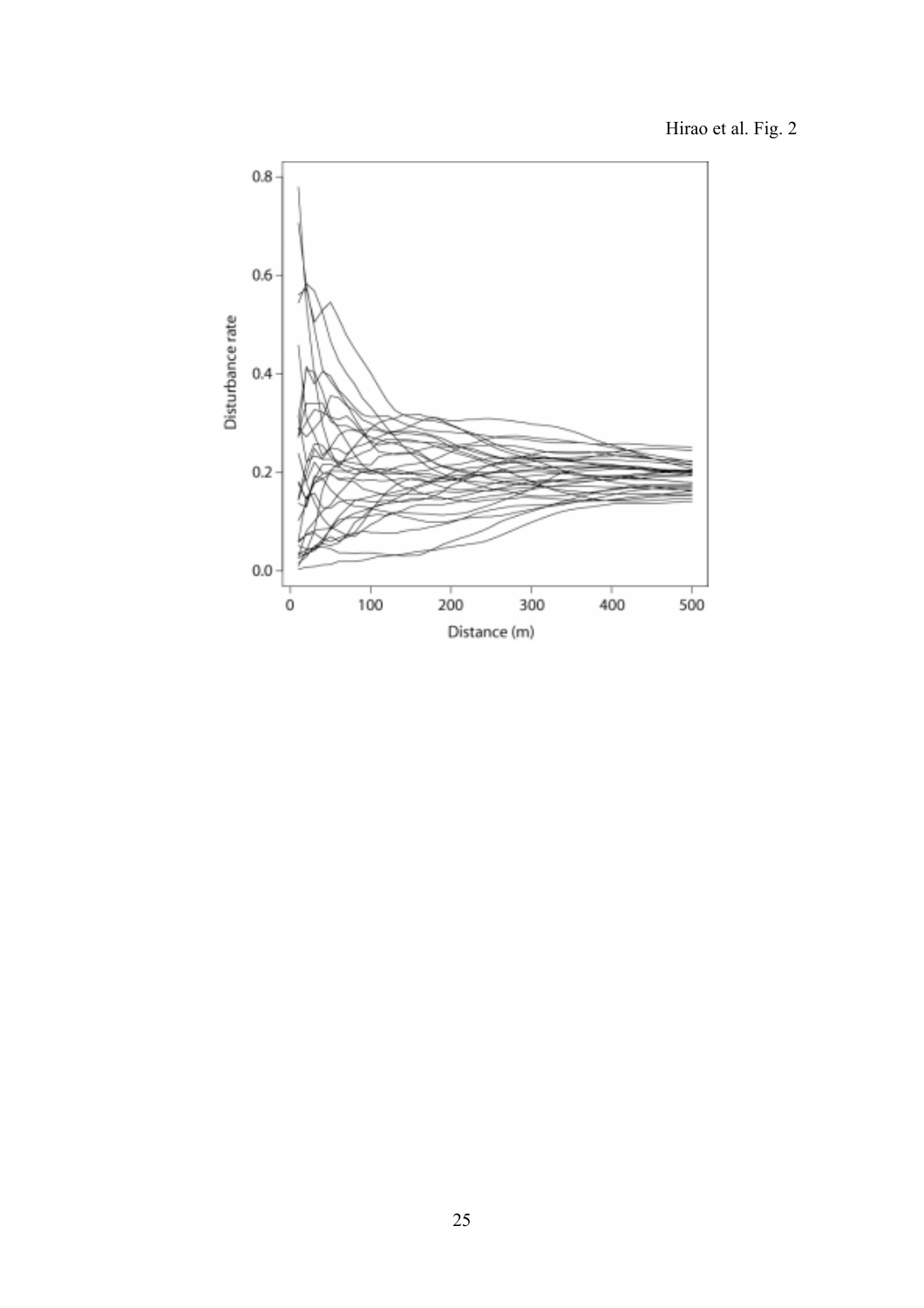Hirao et al. Fig. 2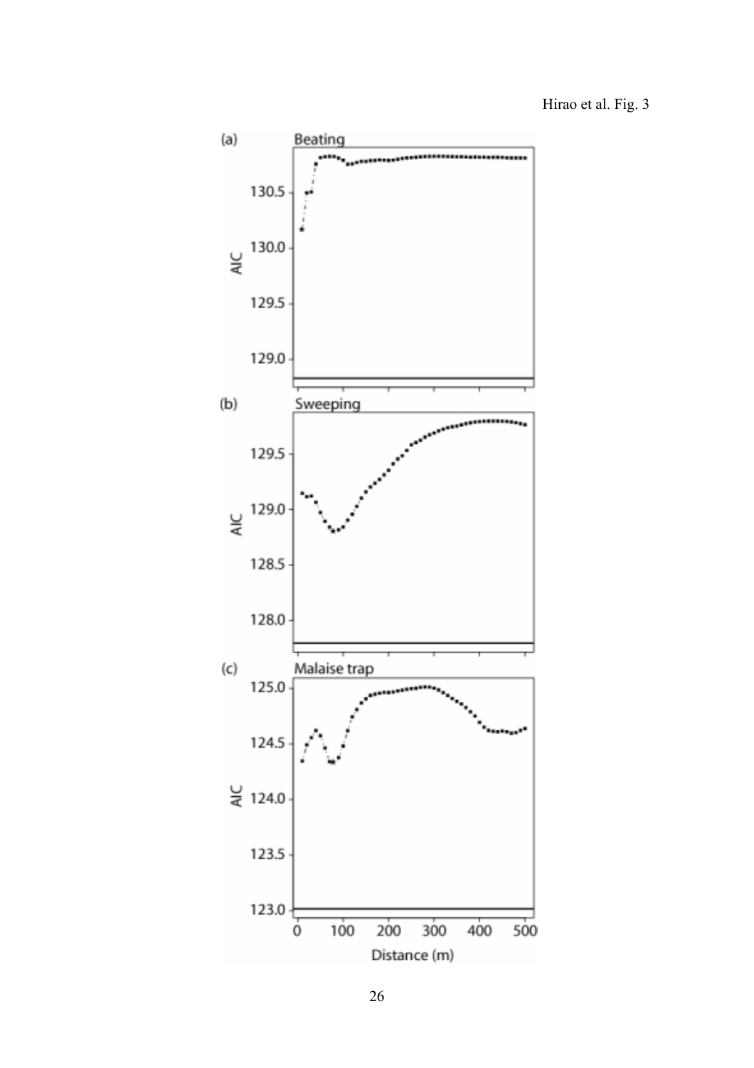Hirao et al. Fig. 3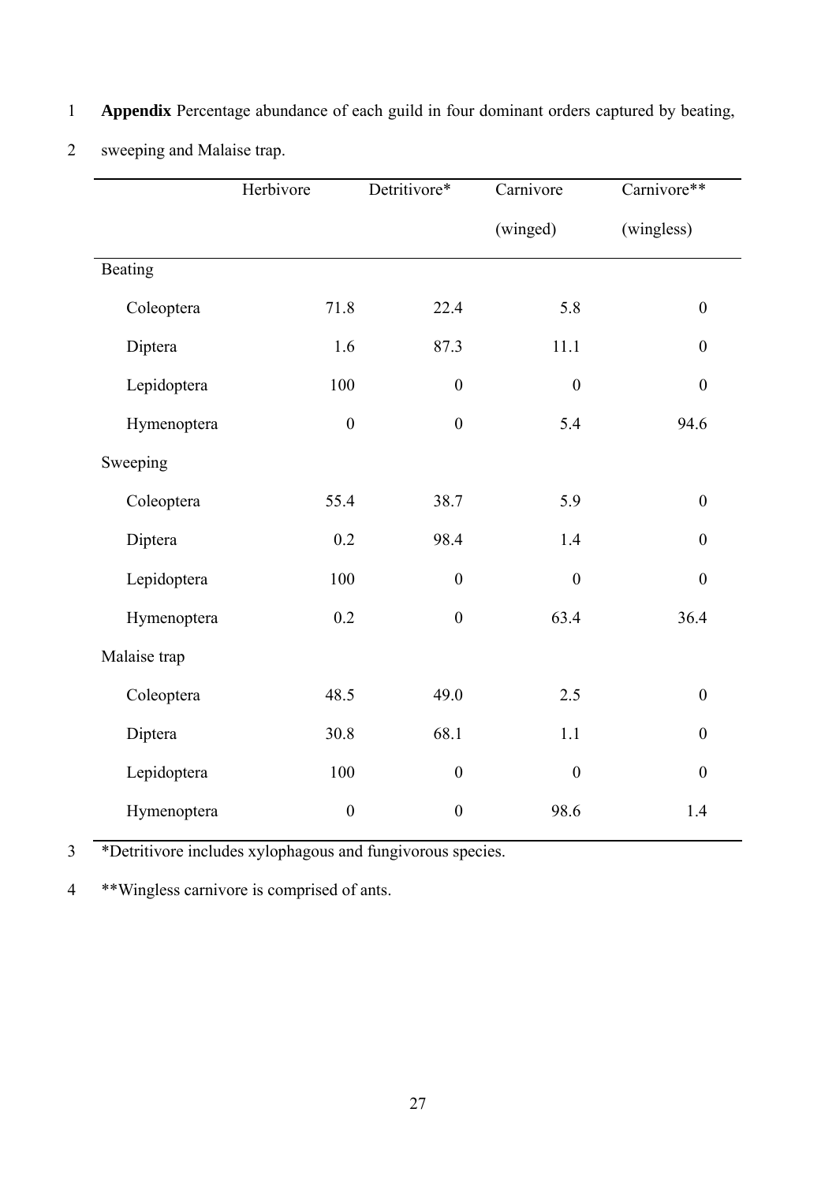**Appendix** Percentage abundance of each guild in four dominant orders captured by beating, sweeping and Malaise trap.

| | Herbivore | Detritivore* | Carnivore (winged) | Carnivore** (wingless) |
|---|---|---|---|---|
| Beating | | | | |
| Coleoptera | 71.8 | 22.4 | 5.8 | 0 |
| Diptera | 1.6 | 87.3 | 11.1 | 0 |
| Lepidoptera | 100 | 0 | 0 | 0 |
| Hymenoptera | 0 | 0 | 5.4 | 94.6 |
| Sweeping | | | | |
| Coleoptera | 55.4 | 38.7 | 5.9 | 0 |
| Diptera | 0.2 | 98.4 | 1.4 | 0 |
| Lepidoptera | 100 | 0 | 0 | 0 |
| Hymenoptera | 0.2 | 0 | 63.4 | 36.4 |
| Malaise trap | | | | |
| Coleoptera | 48.5 | 49.0 | 2.5 | 0 |
| Diptera | 30.8 | 68.1 | 1.1 | 0 |
| Lepidoptera | 100 | 0 | 0 | 0 |
| Hymenoptera | 0 | 0 | 98.6 | 1.4 |

*Detritivore includes xylophagous and fungivorous species.

**Wingless carnivore is comprised of ants.